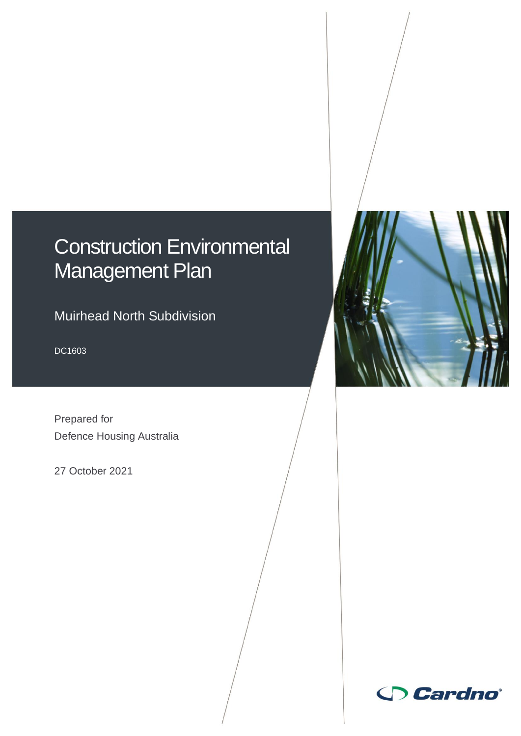# Construction Environmental Management Plan

## Muirhead North Subdivision

DC1603

Prepared for
Defence Housing Australia

27 October 2021

Cardno®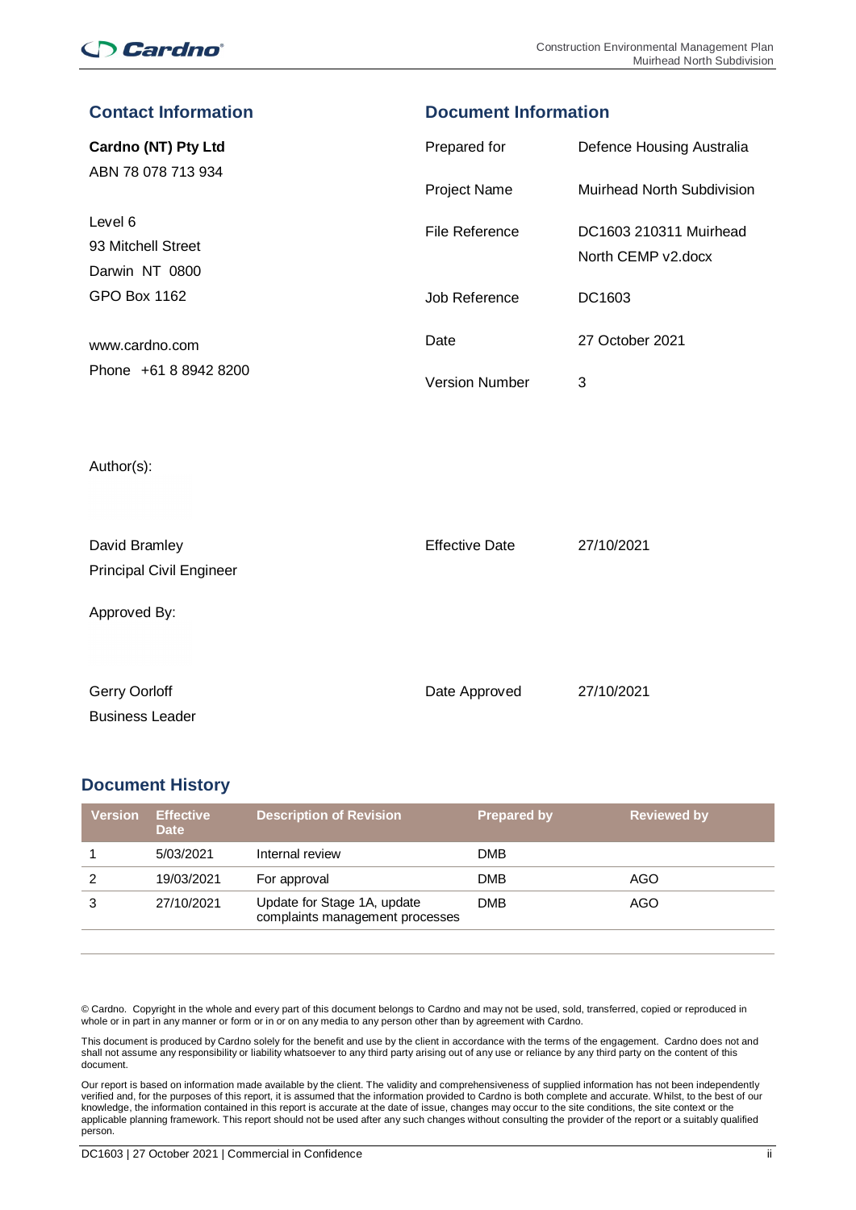## Contact Information

**Cardno (NT) Pty Ltd**

ABN 78 078 713 934

Level 6
93 Mitchell Street
Darwin NT 0800
GPO Box 1162

www.cardno.com
Phone +61 8 8942 8200

## Document Information

| | |
|---|---|
| Prepared for | Defence Housing Australia |
| Project Name | Muirhead North Subdivision |
| File Reference | DC1603 210311 Muirhead North CEMP v2.docx |
| Job Reference | DC1603 |
| Date | 27 October 2021 |
| Version Number | 3 |

Author(s):

David Bramley
Principal Civil Engineer

Effective Date: 27/10/2021

Approved By:

Gerry Oorloff
Business Leader

Date Approved: 27/10/2021

## Document History

| Version | Effective Date | Description of Revision | Prepared by | Reviewed by |
|---|---|---|---|---|
| 1 | 5/03/2021 | Internal review | DMB | |
| 2 | 19/03/2021 | For approval | DMB | AGO |
| 3 | 27/10/2021 | Update for Stage 1A, update complaints management processes | DMB | AGO |

© Cardno. Copyright in the whole and every part of this document belongs to Cardno and may not be used, sold, transferred, copied or reproduced in whole or in part in any manner or form or in or on any media to any person other than by agreement with Cardno.

This document is produced by Cardno solely for the benefit and use by the client in accordance with the terms of the engagement. Cardno does not and shall not assume any responsibility or liability whatsoever to any third party arising out of any use or reliance by any third party on the content of this document.

Our report is based on information made available by the client. The validity and comprehensiveness of supplied information has not been independently verified and, for the purposes of this report, it is assumed that the information provided to Cardno is both complete and accurate. Whilst, to the best of our knowledge, the information contained in this report is accurate at the date of issue, changes may occur to the site conditions, the site context or the applicable planning framework. This report should not be used after any such changes without consulting the provider of the report or a suitably qualified person.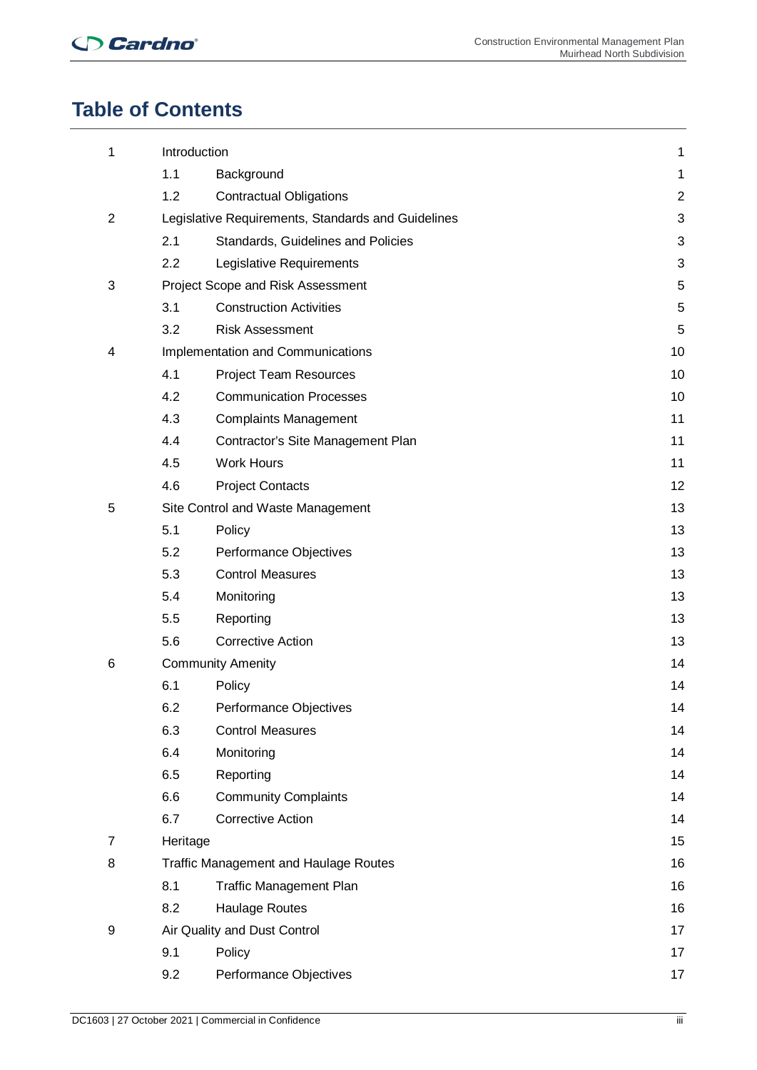# Table of Contents

| | | | |
|---|---|---|---|
| 1 | Introduction | | 1 |
| | 1.1 | Background | 1 |
| | 1.2 | Contractual Obligations | 2 |
| 2 | Legislative Requirements, Standards and Guidelines | | 3 |
| | 2.1 | Standards, Guidelines and Policies | 3 |
| | 2.2 | Legislative Requirements | 3 |
| 3 | Project Scope and Risk Assessment | | 5 |
| | 3.1 | Construction Activities | 5 |
| | 3.2 | Risk Assessment | 5 |
| 4 | Implementation and Communications | | 10 |
| | 4.1 | Project Team Resources | 10 |
| | 4.2 | Communication Processes | 10 |
| | 4.3 | Complaints Management | 11 |
| | 4.4 | Contractor's Site Management Plan | 11 |
| | 4.5 | Work Hours | 11 |
| | 4.6 | Project Contacts | 12 |
| 5 | Site Control and Waste Management | | 13 |
| | 5.1 | Policy | 13 |
| | 5.2 | Performance Objectives | 13 |
| | 5.3 | Control Measures | 13 |
| | 5.4 | Monitoring | 13 |
| | 5.5 | Reporting | 13 |
| | 5.6 | Corrective Action | 13 |
| 6 | Community Amenity | | 14 |
| | 6.1 | Policy | 14 |
| | 6.2 | Performance Objectives | 14 |
| | 6.3 | Control Measures | 14 |
| | 6.4 | Monitoring | 14 |
| | 6.5 | Reporting | 14 |
| | 6.6 | Community Complaints | 14 |
| | 6.7 | Corrective Action | 14 |
| 7 | Heritage | | 15 |
| 8 | Traffic Management and Haulage Routes | | 16 |
| | 8.1 | Traffic Management Plan | 16 |
| | 8.2 | Haulage Routes | 16 |
| 9 | Air Quality and Dust Control | | 17 |
| | 9.1 | Policy | 17 |
| | 9.2 | Performance Objectives | 17 |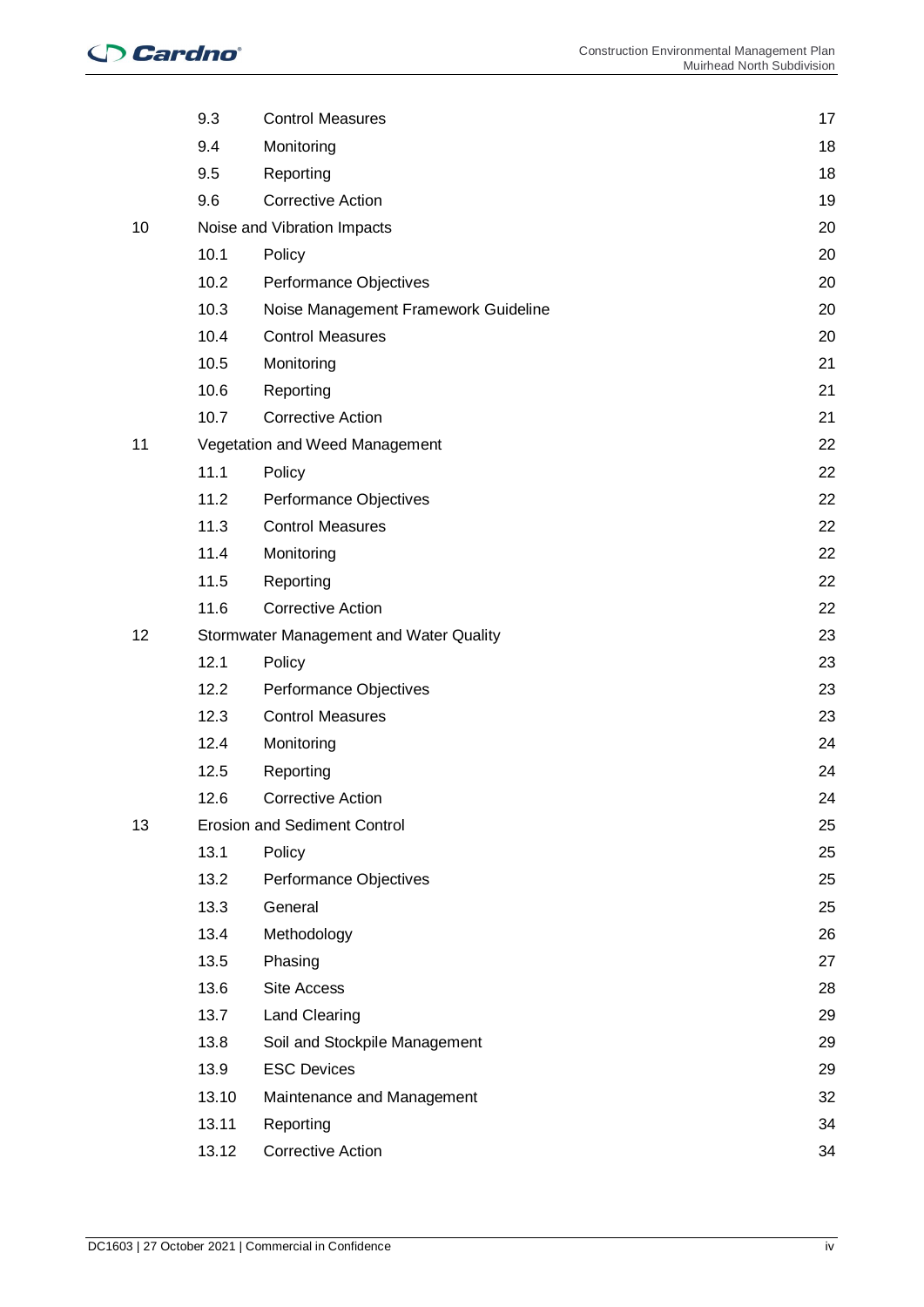| | | | |
|---|---|---|---|
| | 9.3 | Control Measures | 17 |
| | 9.4 | Monitoring | 18 |
| | 9.5 | Reporting | 18 |
| | 9.6 | Corrective Action | 19 |
| 10 | Noise and Vibration Impacts | | 20 |
| | 10.1 | Policy | 20 |
| | 10.2 | Performance Objectives | 20 |
| | 10.3 | Noise Management Framework Guideline | 20 |
| | 10.4 | Control Measures | 20 |
| | 10.5 | Monitoring | 21 |
| | 10.6 | Reporting | 21 |
| | 10.7 | Corrective Action | 21 |
| 11 | Vegetation and Weed Management | | 22 |
| | 11.1 | Policy | 22 |
| | 11.2 | Performance Objectives | 22 |
| | 11.3 | Control Measures | 22 |
| | 11.4 | Monitoring | 22 |
| | 11.5 | Reporting | 22 |
| | 11.6 | Corrective Action | 22 |
| 12 | Stormwater Management and Water Quality | | 23 |
| | 12.1 | Policy | 23 |
| | 12.2 | Performance Objectives | 23 |
| | 12.3 | Control Measures | 23 |
| | 12.4 | Monitoring | 24 |
| | 12.5 | Reporting | 24 |
| | 12.6 | Corrective Action | 24 |
| 13 | Erosion and Sediment Control | | 25 |
| | 13.1 | Policy | 25 |
| | 13.2 | Performance Objectives | 25 |
| | 13.3 | General | 25 |
| | 13.4 | Methodology | 26 |
| | 13.5 | Phasing | 27 |
| | 13.6 | Site Access | 28 |
| | 13.7 | Land Clearing | 29 |
| | 13.8 | Soil and Stockpile Management | 29 |
| | 13.9 | ESC Devices | 29 |
| | 13.10 | Maintenance and Management | 32 |
| | 13.11 | Reporting | 34 |
| | 13.12 | Corrective Action | 34 |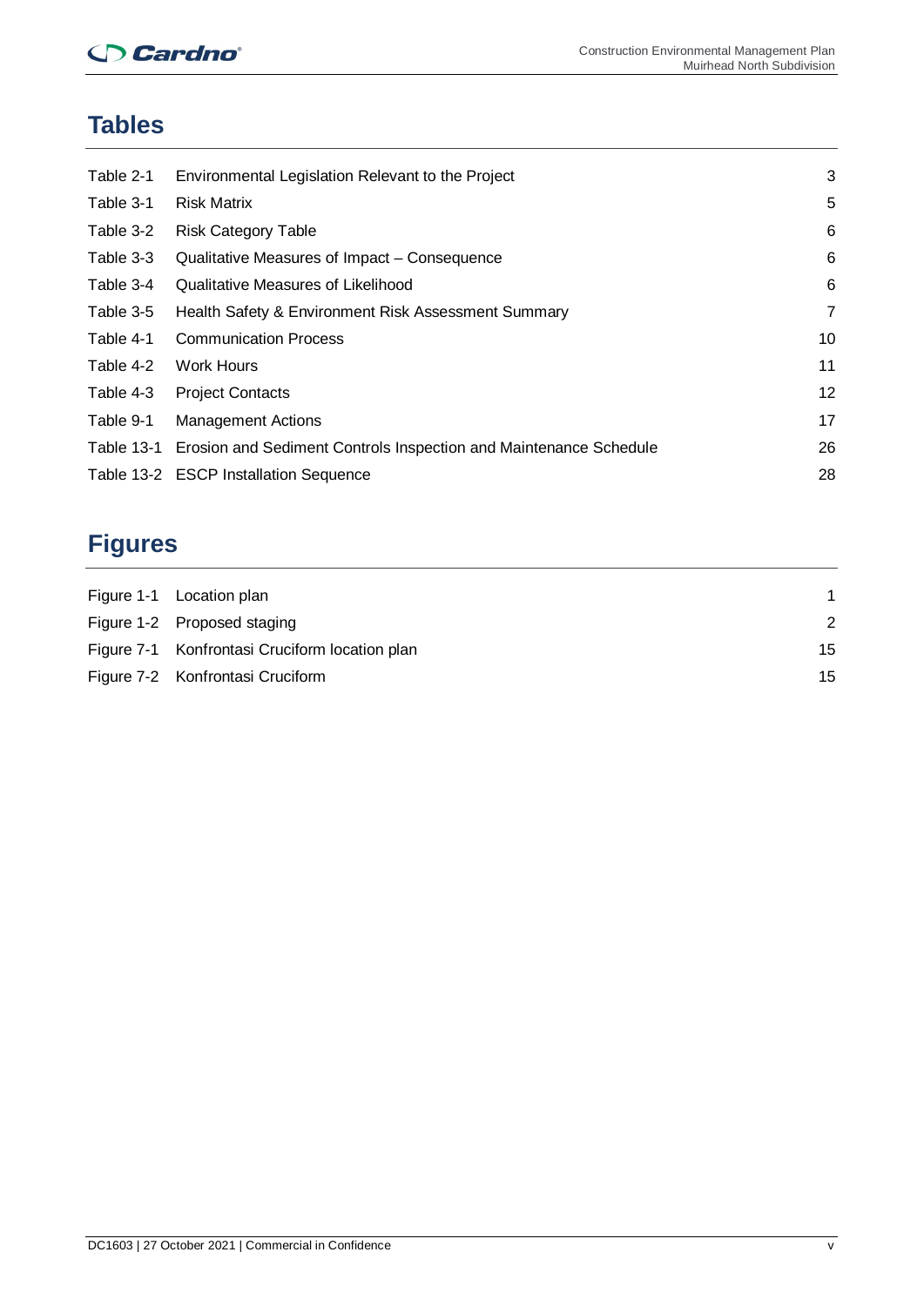## Tables

| | | |
|---|---|---|
| Table 2-1 | Environmental Legislation Relevant to the Project | 3 |
| Table 3-1 | Risk Matrix | 5 |
| Table 3-2 | Risk Category Table | 6 |
| Table 3-3 | Qualitative Measures of Impact – Consequence | 6 |
| Table 3-4 | Qualitative Measures of Likelihood | 6 |
| Table 3-5 | Health Safety & Environment Risk Assessment Summary | 7 |
| Table 4-1 | Communication Process | 10 |
| Table 4-2 | Work Hours | 11 |
| Table 4-3 | Project Contacts | 12 |
| Table 9-1 | Management Actions | 17 |
| Table 13-1 | Erosion and Sediment Controls Inspection and Maintenance Schedule | 26 |
| Table 13-2 | ESCP Installation Sequence | 28 |

## Figures

| | | |
|---|---|---|
| Figure 1-1 | Location plan | 1 |
| Figure 1-2 | Proposed staging | 2 |
| Figure 7-1 | Konfrontasi Cruciform location plan | 15 |
| Figure 7-2 | Konfrontasi Cruciform | 15 |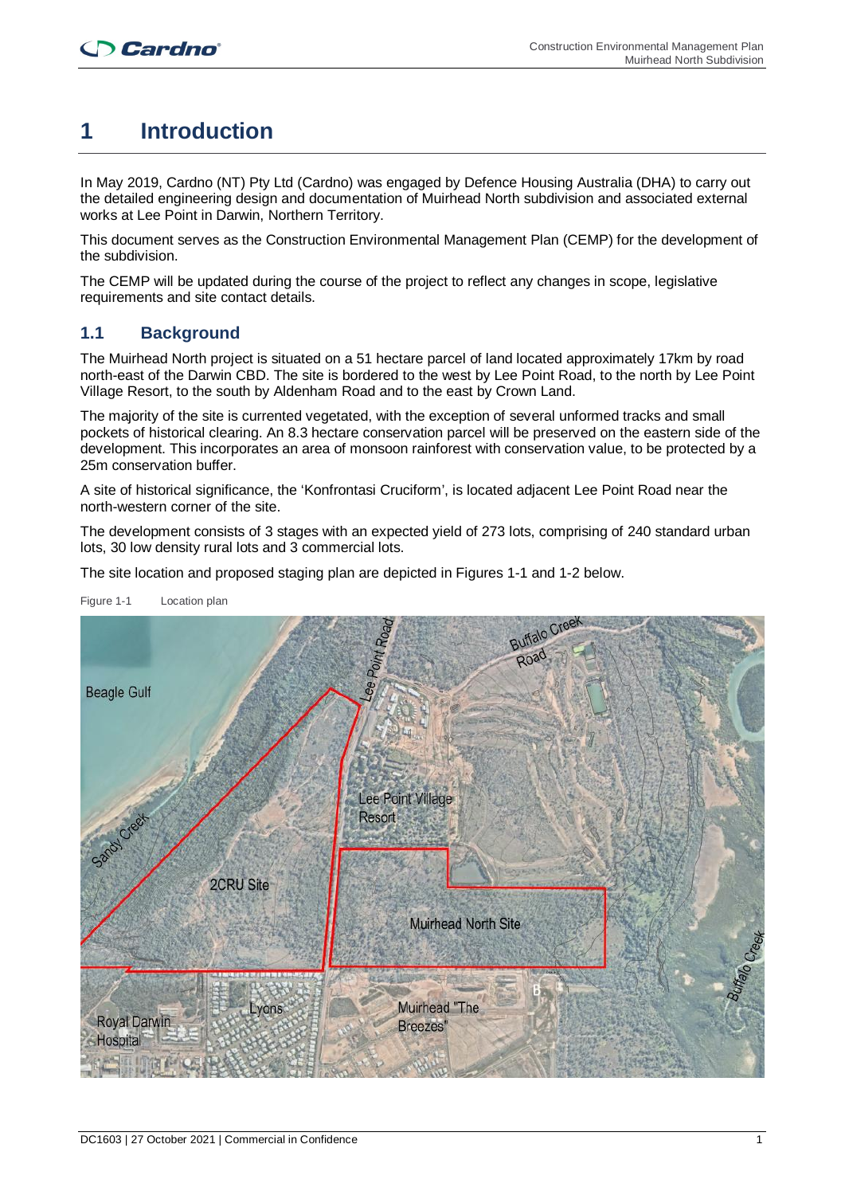# 1 Introduction

In May 2019, Cardno (NT) Pty Ltd (Cardno) was engaged by Defence Housing Australia (DHA) to carry out the detailed engineering design and documentation of Muirhead North subdivision and associated external works at Lee Point in Darwin, Northern Territory.

This document serves as the Construction Environmental Management Plan (CEMP) for the development of the subdivision.

The CEMP will be updated during the course of the project to reflect any changes in scope, legislative requirements and site contact details.

## 1.1 Background

The Muirhead North project is situated on a 51 hectare parcel of land located approximately 17km by road north-east of the Darwin CBD. The site is bordered to the west by Lee Point Road, to the north by Lee Point Village Resort, to the south by Aldenham Road and to the east by Crown Land.

The majority of the site is currented vegetated, with the exception of several unformed tracks and small pockets of historical clearing. An 8.3 hectare conservation parcel will be preserved on the eastern side of the development. This incorporates an area of monsoon rainforest with conservation value, to be protected by a 25m conservation buffer.

A site of historical significance, the 'Konfrontasi Cruciform', is located adjacent Lee Point Road near the north-western corner of the site.

The development consists of 3 stages with an expected yield of 273 lots, comprising of 240 standard urban lots, 30 low density rural lots and 3 commercial lots.

The site location and proposed staging plan are depicted in Figures 1-1 and 1-2 below.

Figure 1-1 Location plan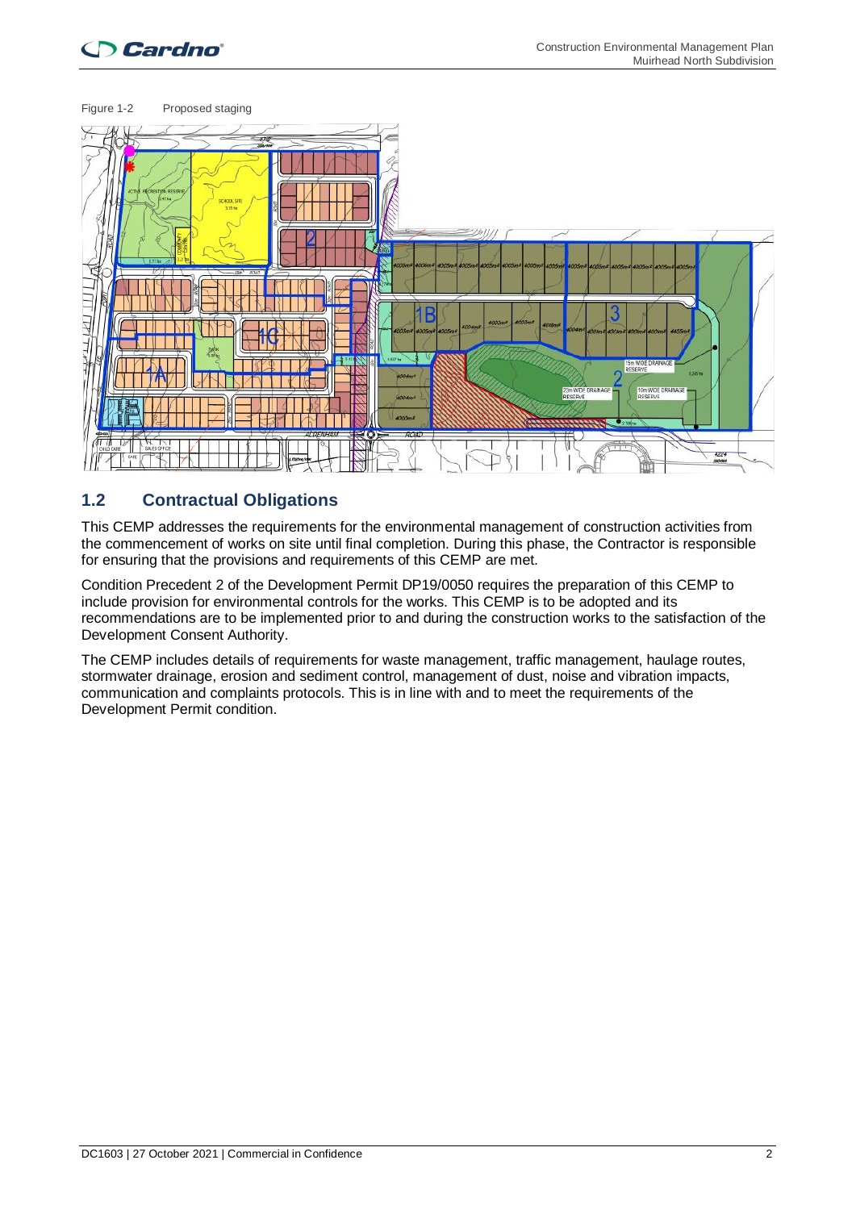Figure 1-2 Proposed staging

## 1.2 Contractual Obligations

This CEMP addresses the requirements for the environmental management of construction activities from the commencement of works on site until final completion. During this phase, the Contractor is responsible for ensuring that the provisions and requirements of this CEMP are met.

Condition Precedent 2 of the Development Permit DP19/0050 requires the preparation of this CEMP to include provision for environmental controls for the works. This CEMP is to be adopted and its recommendations are to be implemented prior to and during the construction works to the satisfaction of the Development Consent Authority.

The CEMP includes details of requirements for waste management, traffic management, haulage routes, stormwater drainage, erosion and sediment control, management of dust, noise and vibration impacts, communication and complaints protocols. This is in line with and to meet the requirements of the Development Permit condition.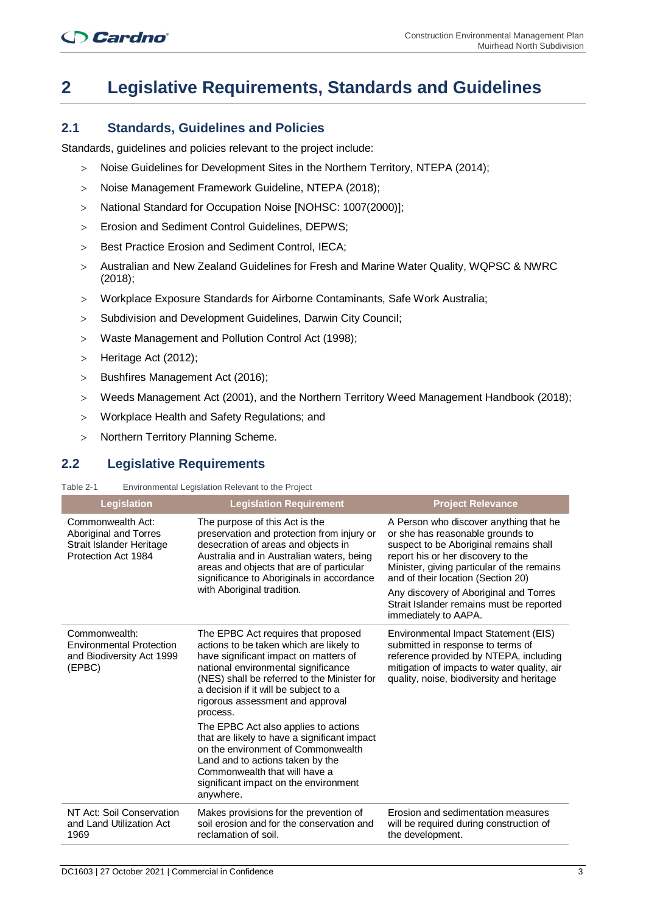# 2 Legislative Requirements, Standards and Guidelines

## 2.1 Standards, Guidelines and Policies

Standards, guidelines and policies relevant to the project include:

- Noise Guidelines for Development Sites in the Northern Territory, NTEPA (2014);
- Noise Management Framework Guideline, NTEPA (2018);
- National Standard for Occupation Noise [NOHSC: 1007(2000)];
- Erosion and Sediment Control Guidelines, DEPWS;
- Best Practice Erosion and Sediment Control, IECA;
- Australian and New Zealand Guidelines for Fresh and Marine Water Quality, WQPSC & NWRC (2018);
- Workplace Exposure Standards for Airborne Contaminants, Safe Work Australia;
- Subdivision and Development Guidelines, Darwin City Council;
- Waste Management and Pollution Control Act (1998);
- Heritage Act (2012);
- Bushfires Management Act (2016);
- Weeds Management Act (2001), and the Northern Territory Weed Management Handbook (2018);
- Workplace Health and Safety Regulations; and
- Northern Territory Planning Scheme.

## 2.2 Legislative Requirements

Table 2-1 Environmental Legislation Relevant to the Project

| Legislation | Legislation Requirement | Project Relevance |
|---|---|---|
| Commonwealth Act: Aboriginal and Torres Strait Islander Heritage Protection Act 1984 | The purpose of this Act is the preservation and protection from injury or desecration of areas and objects in Australia and in Australian waters, being areas and objects that are of particular significance to Aboriginals in accordance with Aboriginal tradition. | A Person who discover anything that he or she has reasonable grounds to suspect to be Aboriginal remains shall report his or her discovery to the Minister, giving particular of the remains and of their location (Section 20)<br><br>Any discovery of Aboriginal and Torres Strait Islander remains must be reported immediately to AAPA. |
| Commonwealth: Environmental Protection and Biodiversity Act 1999 (EPBC) | The EPBC Act requires that proposed actions to be taken which are likely to have significant impact on matters of national environmental significance (NES) shall be referred to the Minister for a decision if it will be subject to a rigorous assessment and approval process.<br><br>The EPBC Act also applies to actions that are likely to have a significant impact on the environment of Commonwealth Land and to actions taken by the Commonwealth that will have a significant impact on the environment anywhere. | Environmental Impact Statement (EIS) submitted in response to terms of reference provided by NTEPA, including mitigation of impacts to water quality, air quality, noise, biodiversity and heritage |
| NT Act: Soil Conservation and Land Utilization Act 1969 | Makes provisions for the prevention of soil erosion and for the conservation and reclamation of soil. | Erosion and sedimentation measures will be required during construction of the development. |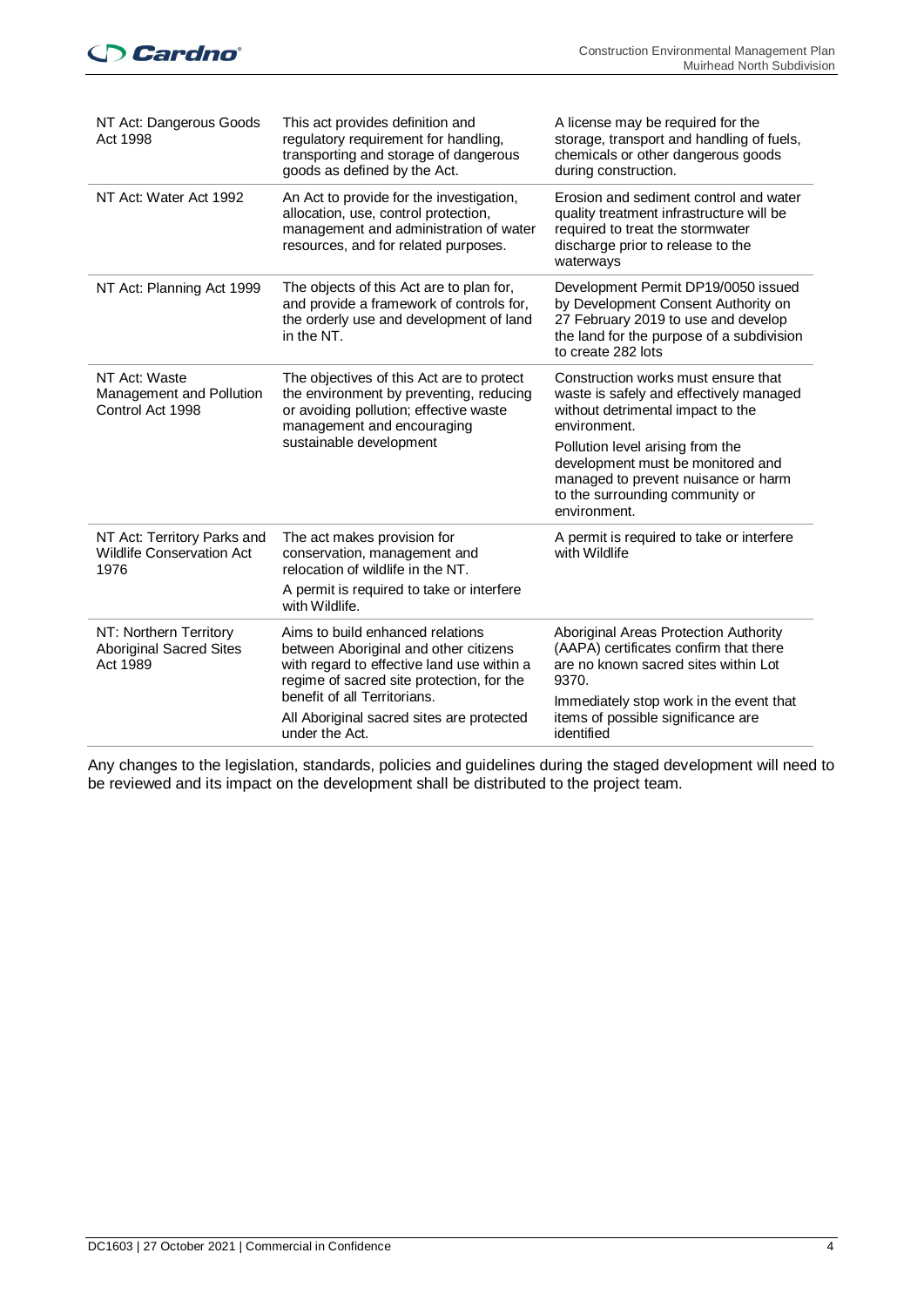| NT Act: Dangerous Goods Act 1998 | This act provides definition and regulatory requirement for handling, transporting and storage of dangerous goods as defined by the Act. | A license may be required for the storage, transport and handling of fuels, chemicals or other dangerous goods during construction. |
|---|---|---|
| NT Act: Water Act 1992 | An Act to provide for the investigation, allocation, use, control protection, management and administration of water resources, and for related purposes. | Erosion and sediment control and water quality treatment infrastructure will be required to treat the stormwater discharge prior to release to the waterways |
| NT Act: Planning Act 1999 | The objects of this Act are to plan for, and provide a framework of controls for, the orderly use and development of land in the NT. | Development Permit DP19/0050 issued by Development Consent Authority on 27 February 2019 to use and develop the land for the purpose of a subdivision to create 282 lots |
| NT Act: Waste Management and Pollution Control Act 1998 | The objectives of this Act are to protect the environment by preventing, reducing or avoiding pollution; effective waste management and encouraging sustainable development | Construction works must ensure that waste is safely and effectively managed without detrimental impact to the environment.<br><br>Pollution level arising from the development must be monitored and managed to prevent nuisance or harm to the surrounding community or environment. |
| NT Act: Territory Parks and Wildlife Conservation Act 1976 | The act makes provision for conservation, management and relocation of wildlife in the NT.<br><br>A permit is required to take or interfere with Wildlife. | A permit is required to take or interfere with Wildlife |
| NT: Northern Territory Aboriginal Sacred Sites Act 1989 | Aims to build enhanced relations between Aboriginal and other citizens with regard to effective land use within a regime of sacred site protection, for the benefit of all Territorians.<br><br>All Aboriginal sacred sites are protected under the Act. | Aboriginal Areas Protection Authority (AAPA) certificates confirm that there are no known sacred sites within Lot 9370.<br><br>Immediately stop work in the event that items of possible significance are identified |

Any changes to the legislation, standards, policies and guidelines during the staged development will need to be reviewed and its impact on the development shall be distributed to the project team.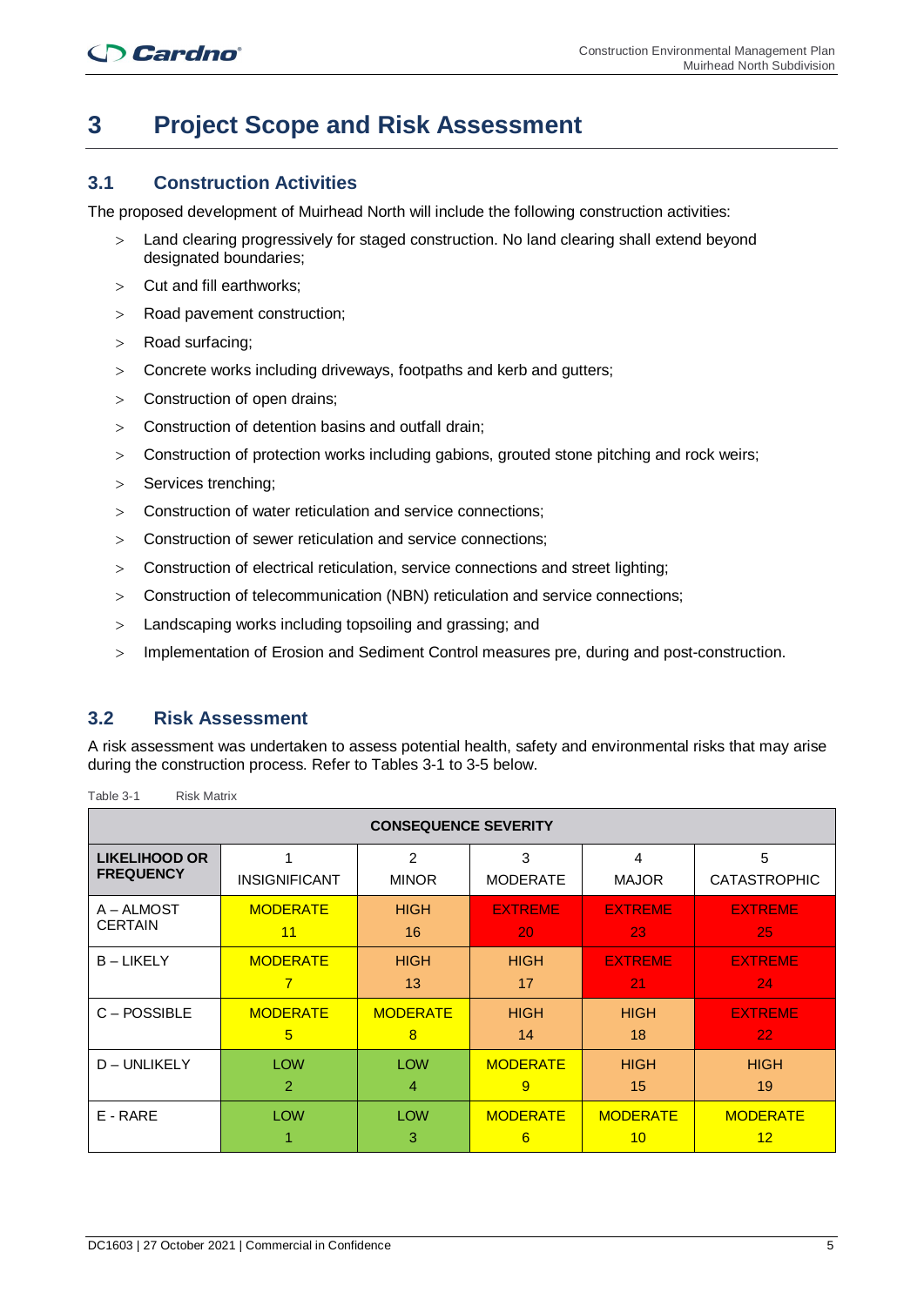# 3 Project Scope and Risk Assessment

## 3.1 Construction Activities

The proposed development of Muirhead North will include the following construction activities:

> Land clearing progressively for staged construction. No land clearing shall extend beyond designated boundaries;

> Cut and fill earthworks;

> Road pavement construction;

> Road surfacing;

> Concrete works including driveways, footpaths and kerb and gutters;

> Construction of open drains;

> Construction of detention basins and outfall drain;

> Construction of protection works including gabions, grouted stone pitching and rock weirs;

> Services trenching;

> Construction of water reticulation and service connections;

> Construction of sewer reticulation and service connections;

> Construction of electrical reticulation, service connections and street lighting;

> Construction of telecommunication (NBN) reticulation and service connections;

> Landscaping works including topsoiling and grassing; and

> Implementation of Erosion and Sediment Control measures pre, during and post-construction.

## 3.2 Risk Assessment

A risk assessment was undertaken to assess potential health, safety and environmental risks that may arise during the construction process. Refer to Tables 3-1 to 3-5 below.

Table 3-1 Risk Matrix

| | CONSEQUENCE SEVERITY | | | | |
|---|---|---|---|---|---|
| **LIKELIHOOD OR FREQUENCY** | 1 INSIGNIFICANT | 2 MINOR | 3 MODERATE | 4 MAJOR | 5 CATASTROPHIC |
| A – ALMOST CERTAIN | MODERATE 11 | HIGH 16 | EXTREME 20 | EXTREME 23 | EXTREME 25 |
| B – LIKELY | MODERATE 7 | HIGH 13 | HIGH 17 | EXTREME 21 | EXTREME 24 |
| C – POSSIBLE | MODERATE 5 | MODERATE 8 | HIGH 14 | HIGH 18 | EXTREME 22 |
| D – UNLIKELY | LOW 2 | LOW 4 | MODERATE 9 | HIGH 15 | HIGH 19 |
| E - RARE | LOW 1 | LOW 3 | MODERATE 6 | MODERATE 10 | MODERATE 12 |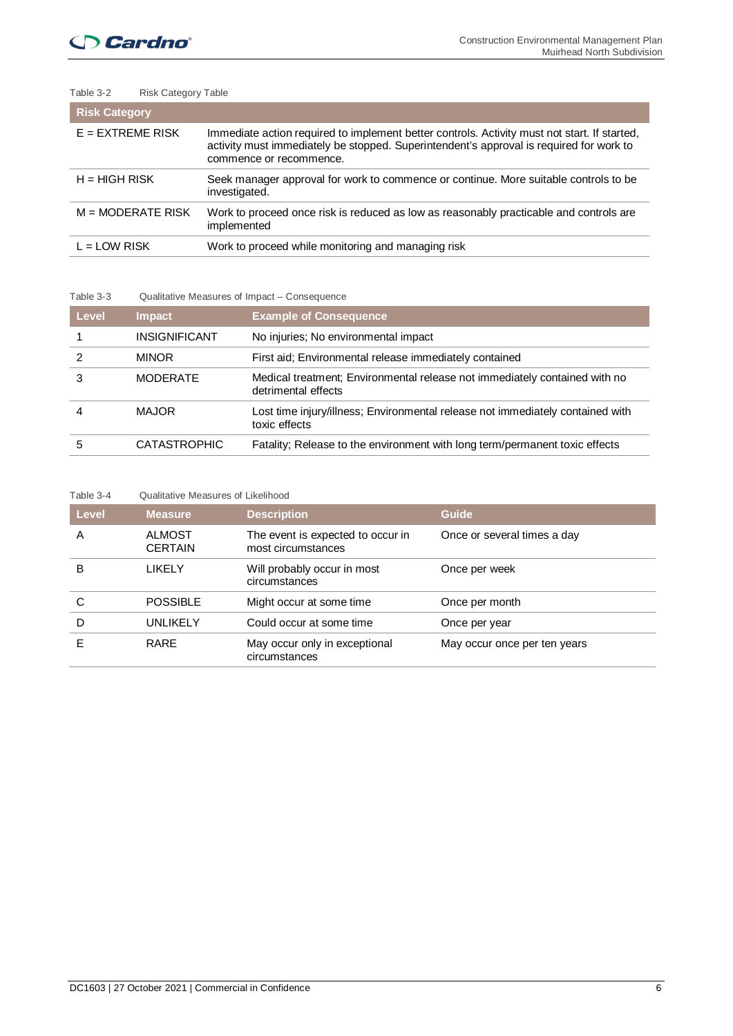Table 3-2 Risk Category Table

| Risk Category | |
|---|---|
| E = EXTREME RISK | Immediate action required to implement better controls. Activity must not start. If started, activity must immediately be stopped. Superintendent's approval is required for work to commence or recommence. |
| H = HIGH RISK | Seek manager approval for work to commence or continue. More suitable controls to be investigated. |
| M = MODERATE RISK | Work to proceed once risk is reduced as low as reasonably practicable and controls are implemented |
| L = LOW RISK | Work to proceed while monitoring and managing risk |

Table 3-3 Qualitative Measures of Impact – Consequence

| Level | Impact | Example of Consequence |
|---|---|---|
| 1 | INSIGNIFICANT | No injuries; No environmental impact |
| 2 | MINOR | First aid; Environmental release immediately contained |
| 3 | MODERATE | Medical treatment; Environmental release not immediately contained with no detrimental effects |
| 4 | MAJOR | Lost time injury/illness; Environmental release not immediately contained with toxic effects |
| 5 | CATASTROPHIC | Fatality; Release to the environment with long term/permanent toxic effects |

Table 3-4 Qualitative Measures of Likelihood

| Level | Measure | Description | Guide |
|---|---|---|---|
| A | ALMOST CERTAIN | The event is expected to occur in most circumstances | Once or several times a day |
| B | LIKELY | Will probably occur in most circumstances | Once per week |
| C | POSSIBLE | Might occur at some time | Once per month |
| D | UNLIKELY | Could occur at some time | Once per year |
| E | RARE | May occur only in exceptional circumstances | May occur once per ten years |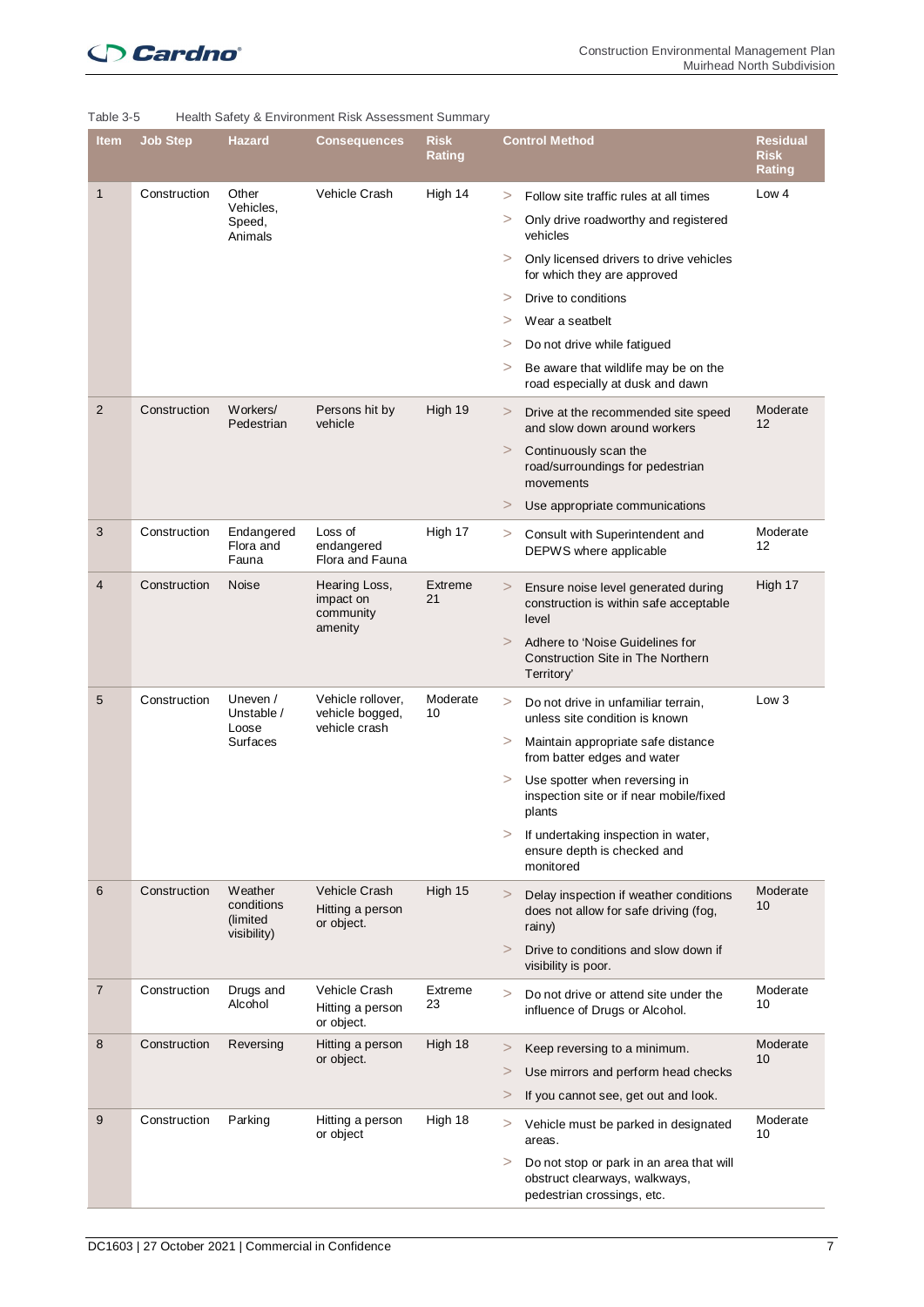Table 3-5 Health Safety & Environment Risk Assessment Summary

| Item | Job Step | Hazard | Consequences | Risk Rating | Control Method | Residual Risk Rating |
|---|---|---|---|---|---|---|
| 1 | Construction | Other Vehicles, Speed, Animals | Vehicle Crash | High 14 | > Follow site traffic rules at all times<br>> Only drive roadworthy and registered vehicles<br>> Only licensed drivers to drive vehicles for which they are approved<br>> Drive to conditions<br>> Wear a seatbelt<br>> Do not drive while fatigued<br>> Be aware that wildlife may be on the road especially at dusk and dawn | Low 4 |
| 2 | Construction | Workers/ Pedestrian | Persons hit by vehicle | High 19 | > Drive at the recommended site speed and slow down around workers<br>> Continuously scan the road/surroundings for pedestrian movements<br>> Use appropriate communications | Moderate 12 |
| 3 | Construction | Endangered Flora and Fauna | Loss of endangered Flora and Fauna | High 17 | > Consult with Superintendent and DEPWS where applicable | Moderate 12 |
| 4 | Construction | Noise | Hearing Loss, impact on community amenity | Extreme 21 | > Ensure noise level generated during construction is within safe acceptable level<br>> Adhere to 'Noise Guidelines for Construction Site in The Northern Territory' | High 17 |
| 5 | Construction | Uneven / Unstable / Loose Surfaces | Vehicle rollover, vehicle bogged, vehicle crash | Moderate 10 | > Do not drive in unfamiliar terrain, unless site condition is known<br>> Maintain appropriate safe distance from batter edges and water<br>> Use spotter when reversing in inspection site or if near mobile/fixed plants<br>> If undertaking inspection in water, ensure depth is checked and monitored | Low 3 |
| 6 | Construction | Weather conditions (limited visibility) | Vehicle Crash<br>Hitting a person or object. | High 15 | > Delay inspection if weather conditions does not allow for safe driving (fog, rainy)<br>> Drive to conditions and slow down if visibility is poor. | Moderate 10 |
| 7 | Construction | Drugs and Alcohol | Vehicle Crash<br>Hitting a person or object. | Extreme 23 | > Do not drive or attend site under the influence of Drugs or Alcohol. | Moderate 10 |
| 8 | Construction | Reversing | Hitting a person or object. | High 18 | > Keep reversing to a minimum.<br>> Use mirrors and perform head checks<br>> If you cannot see, get out and look. | Moderate 10 |
| 9 | Construction | Parking | Hitting a person or object | High 18 | > Vehicle must be parked in designated areas.<br>> Do not stop or park in an area that will obstruct clearways, walkways, pedestrian crossings, etc. | Moderate 10 |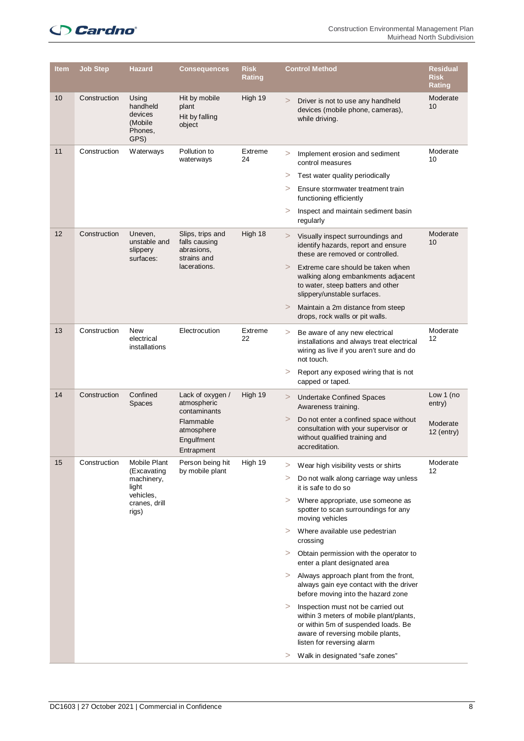| Item | Job Step | Hazard | Consequences | Risk Rating | Control Method | Residual Risk Rating |
|---|---|---|---|---|---|---|
| 10 | Construction | Using handheld devices (Mobile Phones, GPS) | Hit by mobile plant<br>Hit by falling object | High 19 | > Driver is not to use any handheld devices (mobile phone, cameras), while driving. | Moderate 10 |
| 11 | Construction | Waterways | Pollution to waterways | Extreme 24 | > Implement erosion and sediment control measures<br>> Test water quality periodically<br>> Ensure stormwater treatment train functioning efficiently<br>> Inspect and maintain sediment basin regularly | Moderate 10 |
| 12 | Construction | Uneven, unstable and slippery surfaces: | Slips, trips and falls causing abrasions, strains and lacerations. | High 18 | > Visually inspect surroundings and identify hazards, report and ensure these are removed or controlled.<br>> Extreme care should be taken when walking along embankments adjacent to water, steep batters and other slippery/unstable surfaces.<br>> Maintain a 2m distance from steep drops, rock walls or pit walls. | Moderate 10 |
| 13 | Construction | New electrical installations | Electrocution | Extreme 22 | > Be aware of any new electrical installations and always treat electrical wiring as live if you aren't sure and do not touch.<br>> Report any exposed wiring that is not capped or taped. | Moderate 12 |
| 14 | Construction | Confined Spaces | Lack of oxygen / atmospheric contaminants<br>Flammable atmosphere<br>Engulfment<br>Entrapment | High 19 | > Undertake Confined Spaces Awareness training.<br>> Do not enter a confined space without consultation with your supervisor or without qualified training and accreditation. | Low 1 (no entry)<br>Moderate 12 (entry) |
| 15 | Construction | Mobile Plant (Excavating machinery, light vehicles, cranes, drill rigs) | Person being hit by mobile plant | High 19 | > Wear high visibility vests or shirts<br>> Do not walk along carriage way unless it is safe to do so<br>> Where appropriate, use someone as spotter to scan surroundings for any moving vehicles<br>> Where available use pedestrian crossing<br>> Obtain permission with the operator to enter a plant designated area<br>> Always approach plant from the front, always gain eye contact with the driver before moving into the hazard zone<br>> Inspection must not be carried out within 3 meters of mobile plant/plants, or within 5m of suspended loads. Be aware of reversing mobile plants, listen for reversing alarm<br>> Walk in designated "safe zones" | Moderate 12 |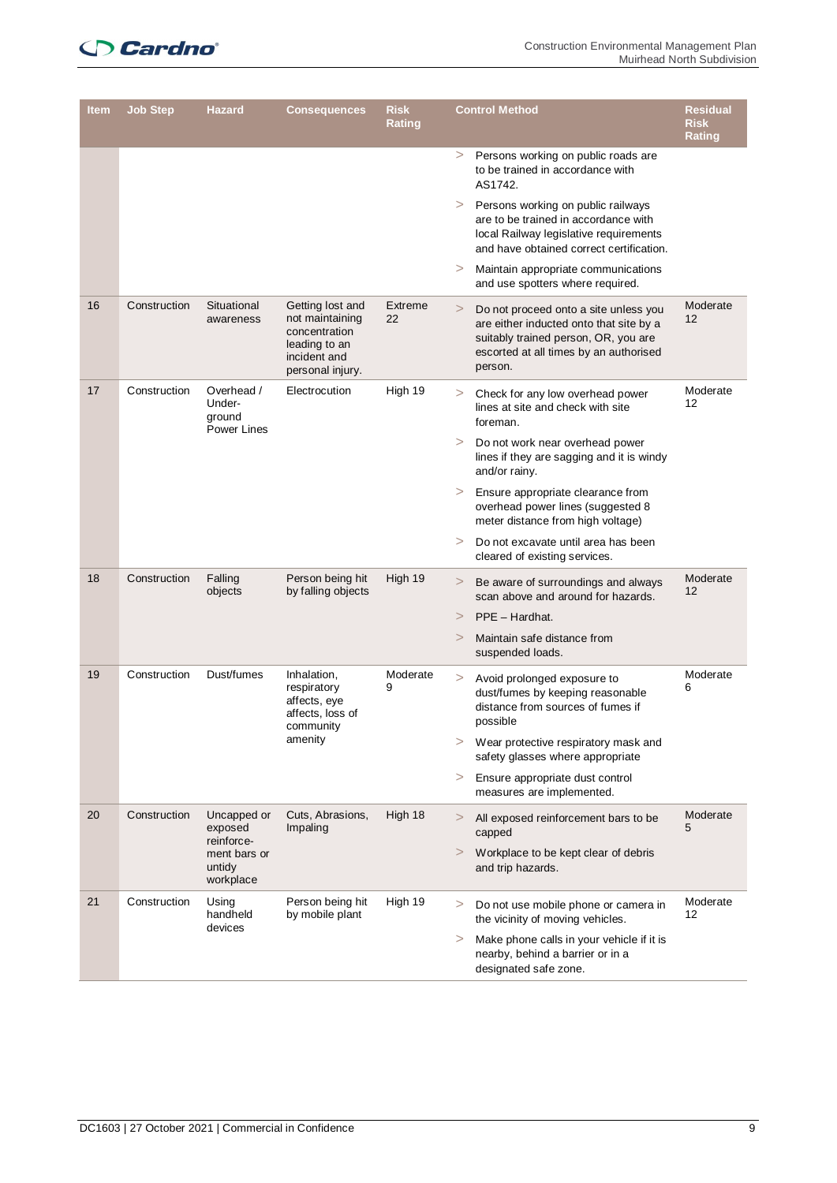| Item | Job Step | Hazard | Consequences | Risk Rating | Control Method | Residual Risk Rating |
|---|---|---|---|---|---|---|
| | | | | | > Persons working on public roads are to be trained in accordance with AS1742.<br>> Persons working on public railways are to be trained in accordance with local Railway legislative requirements and have obtained correct certification.<br>> Maintain appropriate communications and use spotters where required. | |
| 16 | Construction | Situational awareness | Getting lost and not maintaining concentration leading to an incident and personal injury. | Extreme 22 | > Do not proceed onto a site unless you are either inducted onto that site by a suitably trained person, OR, you are escorted at all times by an authorised person. | Moderate 12 |
| 17 | Construction | Overhead / Under-ground Power Lines | Electrocution | High 19 | > Check for any low overhead power lines at site and check with site foreman.<br>> Do not work near overhead power lines if they are sagging and it is windy and/or rainy.<br>> Ensure appropriate clearance from overhead power lines (suggested 8 meter distance from high voltage)<br>> Do not excavate until area has been cleared of existing services. | Moderate 12 |
| 18 | Construction | Falling objects | Person being hit by falling objects | High 19 | > Be aware of surroundings and always scan above and around for hazards.<br>> PPE – Hardhat.<br>> Maintain safe distance from suspended loads. | Moderate 12 |
| 19 | Construction | Dust/fumes | Inhalation, respiratory affects, eye affects, loss of community amenity | Moderate 9 | > Avoid prolonged exposure to dust/fumes by keeping reasonable distance from sources of fumes if possible<br>> Wear protective respiratory mask and safety glasses where appropriate<br>> Ensure appropriate dust control measures are implemented. | Moderate 6 |
| 20 | Construction | Uncapped or exposed reinforce-ment bars or untidy workplace | Cuts, Abrasions, Impaling | High 18 | > All exposed reinforcement bars to be capped<br>> Workplace to be kept clear of debris and trip hazards. | Moderate 5 |
| 21 | Construction | Using handheld devices | Person being hit by mobile plant | High 19 | > Do not use mobile phone or camera in the vicinity of moving vehicles.<br>> Make phone calls in your vehicle if it is nearby, behind a barrier or in a designated safe zone. | Moderate 12 |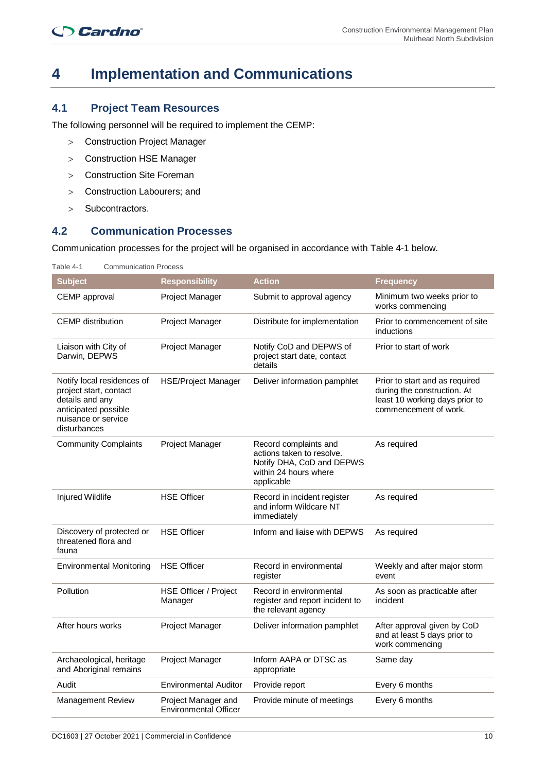# 4 Implementation and Communications

## 4.1 Project Team Resources

The following personnel will be required to implement the CEMP:

- Construction Project Manager
- Construction HSE Manager
- Construction Site Foreman
- Construction Labourers; and
- Subcontractors.

## 4.2 Communication Processes

Communication processes for the project will be organised in accordance with Table 4-1 below.

Table 4-1 Communication Process

| Subject | Responsibility | Action | Frequency |
|---|---|---|---|
| CEMP approval | Project Manager | Submit to approval agency | Minimum two weeks prior to works commencing |
| CEMP distribution | Project Manager | Distribute for implementation | Prior to commencement of site inductions |
| Liaison with City of Darwin, DEPWS | Project Manager | Notify CoD and DEPWS of project start date, contact details | Prior to start of work |
| Notify local residences of project start, contact details and any anticipated possible nuisance or service disturbances | HSE/Project Manager | Deliver information pamphlet | Prior to start and as required during the construction. At least 10 working days prior to commencement of work. |
| Community Complaints | Project Manager | Record complaints and actions taken to resolve. Notify DHA, CoD and DEPWS within 24 hours where applicable | As required |
| Injured Wildlife | HSE Officer | Record in incident register and inform Wildcare NT immediately | As required |
| Discovery of protected or threatened flora and fauna | HSE Officer | Inform and liaise with DEPWS | As required |
| Environmental Monitoring | HSE Officer | Record in environmental register | Weekly and after major storm event |
| Pollution | HSE Officer / Project Manager | Record in environmental register and report incident to the relevant agency | As soon as practicable after incident |
| After hours works | Project Manager | Deliver information pamphlet | After approval given by CoD and at least 5 days prior to work commencing |
| Archaeological, heritage and Aboriginal remains | Project Manager | Inform AAPA or DTSC as appropriate | Same day |
| Audit | Environmental Auditor | Provide report | Every 6 months |
| Management Review | Project Manager and Environmental Officer | Provide minute of meetings | Every 6 months |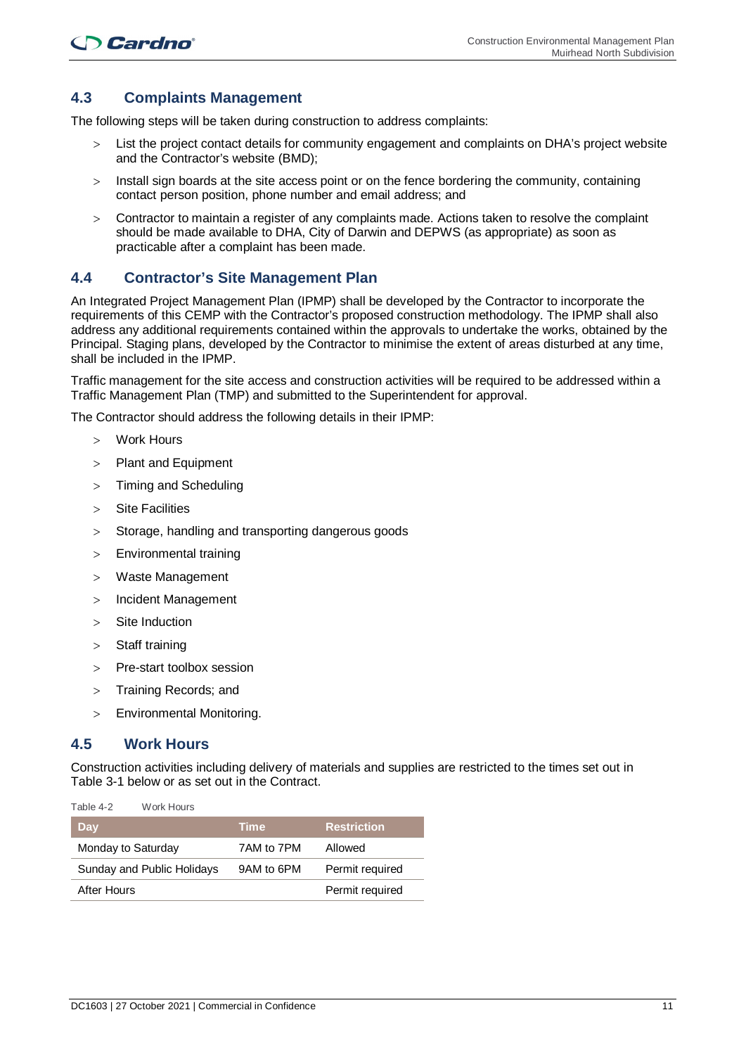## 4.3 Complaints Management

The following steps will be taken during construction to address complaints:

- List the project contact details for community engagement and complaints on DHA's project website and the Contractor's website (BMD);
- Install sign boards at the site access point or on the fence bordering the community, containing contact person position, phone number and email address; and
- Contractor to maintain a register of any complaints made. Actions taken to resolve the complaint should be made available to DHA, City of Darwin and DEPWS (as appropriate) as soon as practicable after a complaint has been made.

## 4.4 Contractor's Site Management Plan

An Integrated Project Management Plan (IPMP) shall be developed by the Contractor to incorporate the requirements of this CEMP with the Contractor's proposed construction methodology. The IPMP shall also address any additional requirements contained within the approvals to undertake the works, obtained by the Principal. Staging plans, developed by the Contractor to minimise the extent of areas disturbed at any time, shall be included in the IPMP.

Traffic management for the site access and construction activities will be required to be addressed within a Traffic Management Plan (TMP) and submitted to the Superintendent for approval.

The Contractor should address the following details in their IPMP:

- Work Hours
- Plant and Equipment
- Timing and Scheduling
- Site Facilities
- Storage, handling and transporting dangerous goods
- Environmental training
- Waste Management
- Incident Management
- Site Induction
- Staff training
- Pre-start toolbox session
- Training Records; and
- Environmental Monitoring.

## 4.5 Work Hours

Construction activities including delivery of materials and supplies are restricted to the times set out in Table 3-1 below or as set out in the Contract.

Table 4-2 Work Hours

| Day | Time | Restriction |
|---|---|---|
| Monday to Saturday | 7AM to 7PM | Allowed |
| Sunday and Public Holidays | 9AM to 6PM | Permit required |
| After Hours | | Permit required |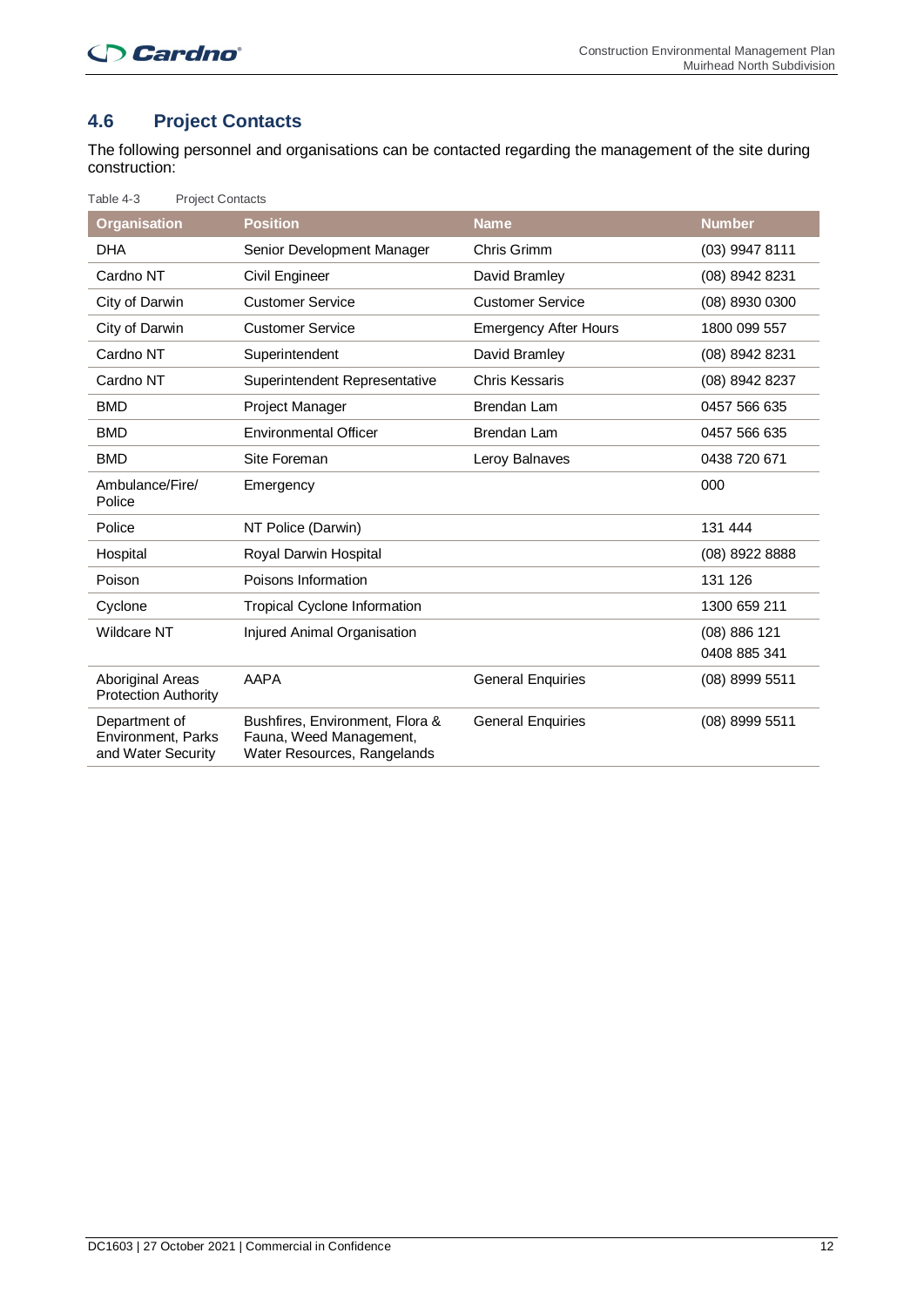## 4.6 Project Contacts

The following personnel and organisations can be contacted regarding the management of the site during construction:

Table 4-3 Project Contacts

| Organisation | Position | Name | Number |
|---|---|---|---|
| DHA | Senior Development Manager | Chris Grimm | (03) 9947 8111 |
| Cardno NT | Civil Engineer | David Bramley | (08) 8942 8231 |
| City of Darwin | Customer Service | Customer Service | (08) 8930 0300 |
| City of Darwin | Customer Service | Emergency After Hours | 1800 099 557 |
| Cardno NT | Superintendent | David Bramley | (08) 8942 8231 |
| Cardno NT | Superintendent Representative | Chris Kessaris | (08) 8942 8237 |
| BMD | Project Manager | Brendan Lam | 0457 566 635 |
| BMD | Environmental Officer | Brendan Lam | 0457 566 635 |
| BMD | Site Foreman | Leroy Balnaves | 0438 720 671 |
| Ambulance/Fire/ Police | Emergency | | 000 |
| Police | NT Police (Darwin) | | 131 444 |
| Hospital | Royal Darwin Hospital | | (08) 8922 8888 |
| Poison | Poisons Information | | 131 126 |
| Cyclone | Tropical Cyclone Information | | 1300 659 211 |
| Wildcare NT | Injured Animal Organisation | | (08) 886 121<br>0408 885 341 |
| Aboriginal Areas Protection Authority | AAPA | General Enquiries | (08) 8999 5511 |
| Department of Environment, Parks and Water Security | Bushfires, Environment, Flora & Fauna, Weed Management, Water Resources, Rangelands | General Enquiries | (08) 8999 5511 |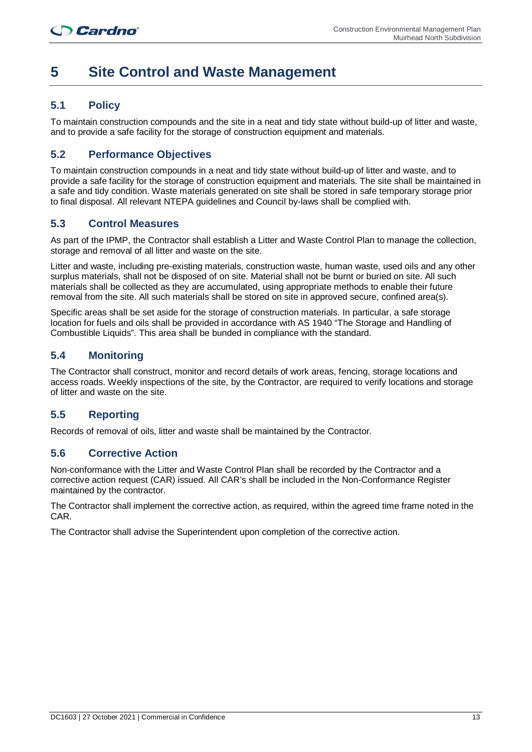# 5 Site Control and Waste Management

## 5.1 Policy

To maintain construction compounds and the site in a neat and tidy state without build-up of litter and waste, and to provide a safe facility for the storage of construction equipment and materials.

## 5.2 Performance Objectives

To maintain construction compounds in a neat and tidy state without build-up of litter and waste, and to provide a safe facility for the storage of construction equipment and materials. The site shall be maintained in a safe and tidy condition. Waste materials generated on site shall be stored in safe temporary storage prior to final disposal. All relevant NTEPA guidelines and Council by-laws shall be complied with.

## 5.3 Control Measures

As part of the IPMP, the Contractor shall establish a Litter and Waste Control Plan to manage the collection, storage and removal of all litter and waste on the site.

Litter and waste, including pre-existing materials, construction waste, human waste, used oils and any other surplus materials, shall not be disposed of on site. Material shall not be burnt or buried on site. All such materials shall be collected as they are accumulated, using appropriate methods to enable their future removal from the site. All such materials shall be stored on site in approved secure, confined area(s).

Specific areas shall be set aside for the storage of construction materials. In particular, a safe storage location for fuels and oils shall be provided in accordance with AS 1940 "The Storage and Handling of Combustible Liquids". This area shall be bunded in compliance with the standard.

## 5.4 Monitoring

The Contractor shall construct, monitor and record details of work areas, fencing, storage locations and access roads. Weekly inspections of the site, by the Contractor, are required to verify locations and storage of litter and waste on the site.

## 5.5 Reporting

Records of removal of oils, litter and waste shall be maintained by the Contractor.

## 5.6 Corrective Action

Non-conformance with the Litter and Waste Control Plan shall be recorded by the Contractor and a corrective action request (CAR) issued. All CAR's shall be included in the Non-Conformance Register maintained by the contractor.

The Contractor shall implement the corrective action, as required, within the agreed time frame noted in the CAR.

The Contractor shall advise the Superintendent upon completion of the corrective action.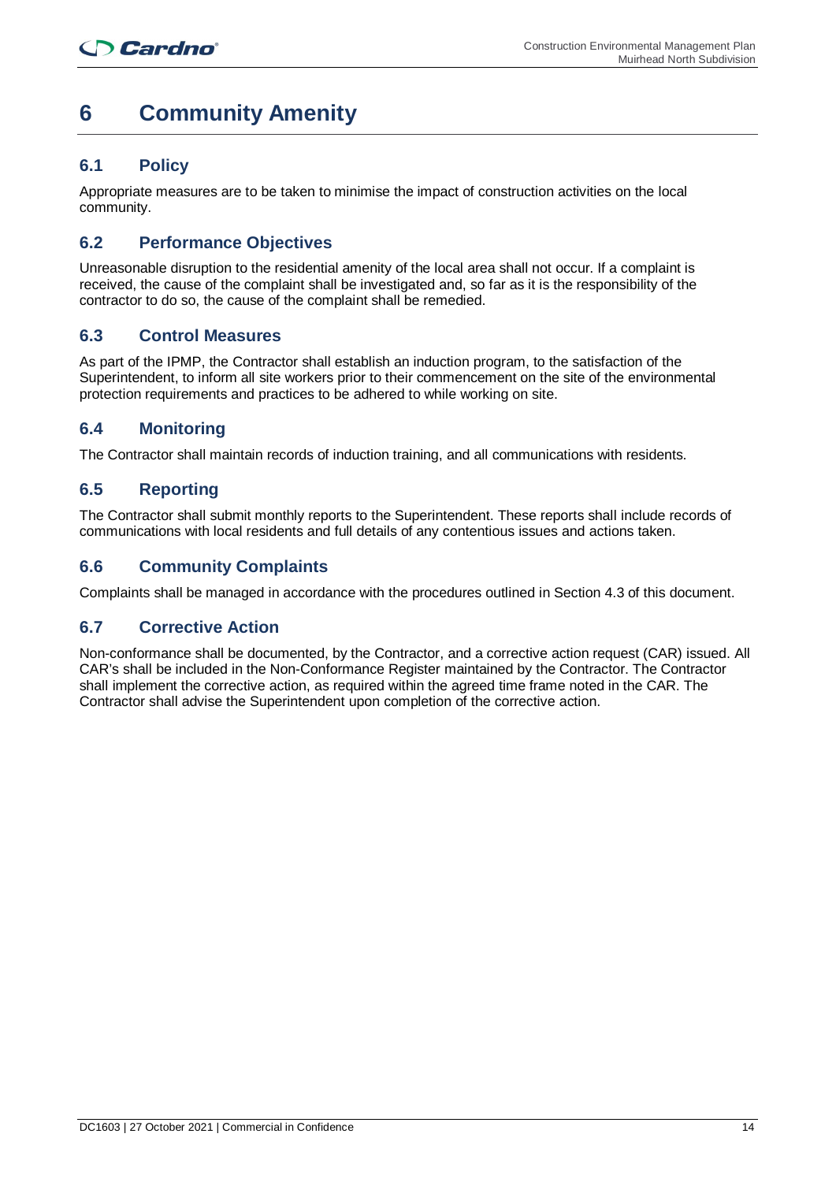# 6 Community Amenity

## 6.1 Policy

Appropriate measures are to be taken to minimise the impact of construction activities on the local community.

## 6.2 Performance Objectives

Unreasonable disruption to the residential amenity of the local area shall not occur. If a complaint is received, the cause of the complaint shall be investigated and, so far as it is the responsibility of the contractor to do so, the cause of the complaint shall be remedied.

## 6.3 Control Measures

As part of the IPMP, the Contractor shall establish an induction program, to the satisfaction of the Superintendent, to inform all site workers prior to their commencement on the site of the environmental protection requirements and practices to be adhered to while working on site.

## 6.4 Monitoring

The Contractor shall maintain records of induction training, and all communications with residents.

## 6.5 Reporting

The Contractor shall submit monthly reports to the Superintendent. These reports shall include records of communications with local residents and full details of any contentious issues and actions taken.

## 6.6 Community Complaints

Complaints shall be managed in accordance with the procedures outlined in Section 4.3 of this document.

## 6.7 Corrective Action

Non-conformance shall be documented, by the Contractor, and a corrective action request (CAR) issued. All CAR's shall be included in the Non-Conformance Register maintained by the Contractor. The Contractor shall implement the corrective action, as required within the agreed time frame noted in the CAR. The Contractor shall advise the Superintendent upon completion of the corrective action.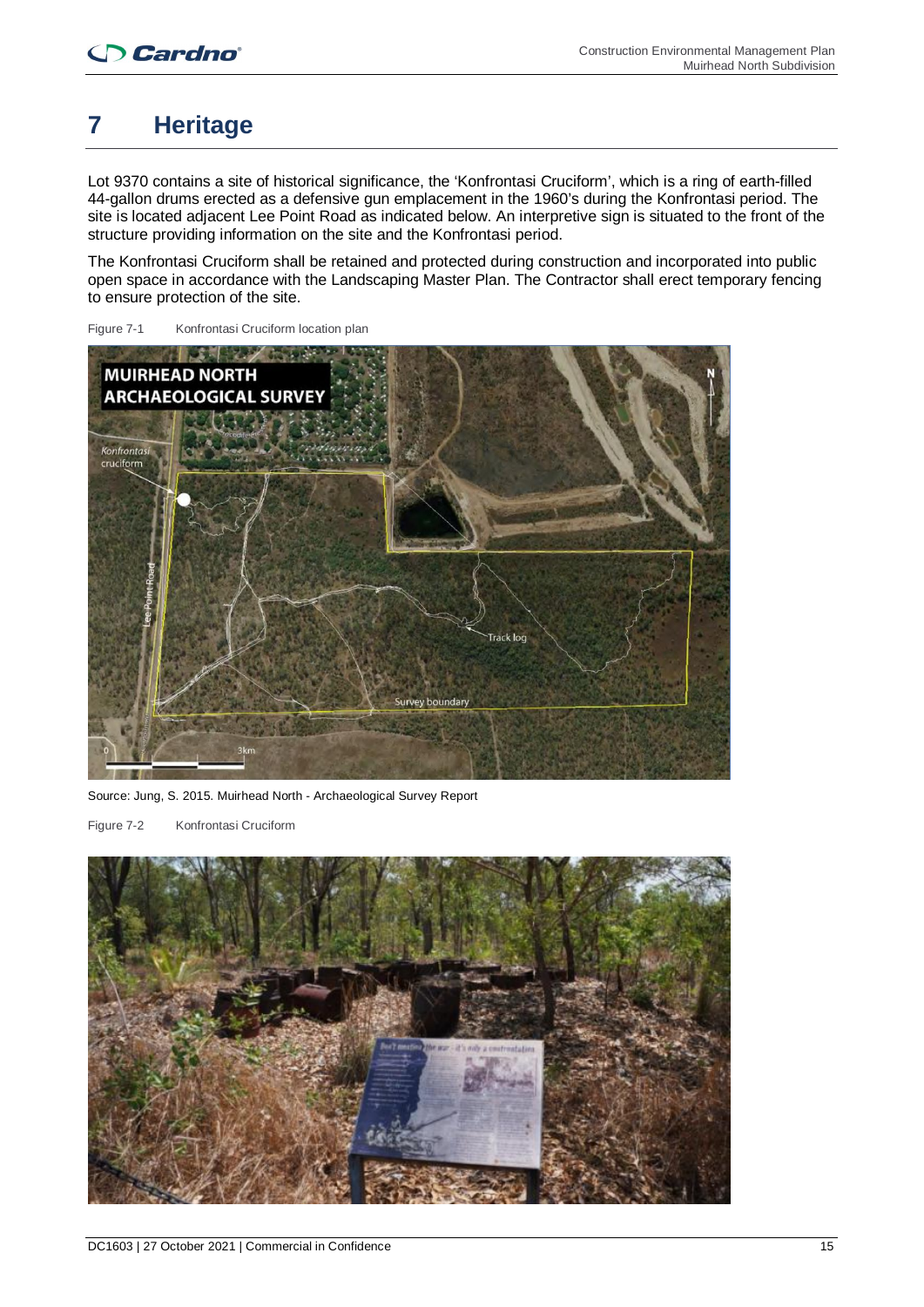# 7 Heritage

Lot 9370 contains a site of historical significance, the 'Konfrontasi Cruciform', which is a ring of earth-filled 44-gallon drums erected as a defensive gun emplacement in the 1960's during the Konfrontasi period. The site is located adjacent Lee Point Road as indicated below. An interpretive sign is situated to the front of the structure providing information on the site and the Konfrontasi period.

The Konfrontasi Cruciform shall be retained and protected during construction and incorporated into public open space in accordance with the Landscaping Master Plan. The Contractor shall erect temporary fencing to ensure protection of the site.

Figure 7-1 Konfrontasi Cruciform location plan

Source: Jung, S. 2015. Muirhead North - Archaeological Survey Report

Figure 7-2 Konfrontasi Cruciform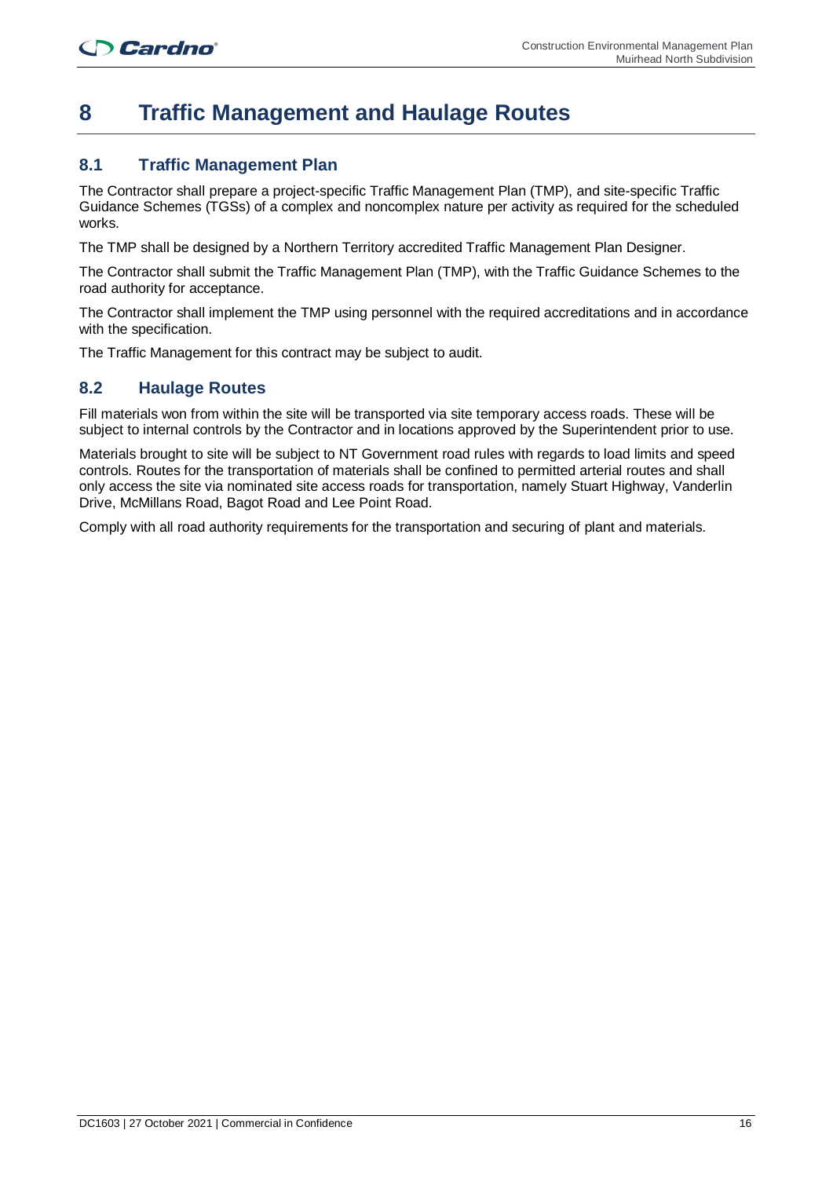# 8 Traffic Management and Haulage Routes

## 8.1 Traffic Management Plan

The Contractor shall prepare a project-specific Traffic Management Plan (TMP), and site-specific Traffic Guidance Schemes (TGSs) of a complex and noncomplex nature per activity as required for the scheduled works.

The TMP shall be designed by a Northern Territory accredited Traffic Management Plan Designer.

The Contractor shall submit the Traffic Management Plan (TMP), with the Traffic Guidance Schemes to the road authority for acceptance.

The Contractor shall implement the TMP using personnel with the required accreditations and in accordance with the specification.

The Traffic Management for this contract may be subject to audit.

## 8.2 Haulage Routes

Fill materials won from within the site will be transported via site temporary access roads. These will be subject to internal controls by the Contractor and in locations approved by the Superintendent prior to use.

Materials brought to site will be subject to NT Government road rules with regards to load limits and speed controls. Routes for the transportation of materials shall be confined to permitted arterial routes and shall only access the site via nominated site access roads for transportation, namely Stuart Highway, Vanderlin Drive, McMillans Road, Bagot Road and Lee Point Road.

Comply with all road authority requirements for the transportation and securing of plant and materials.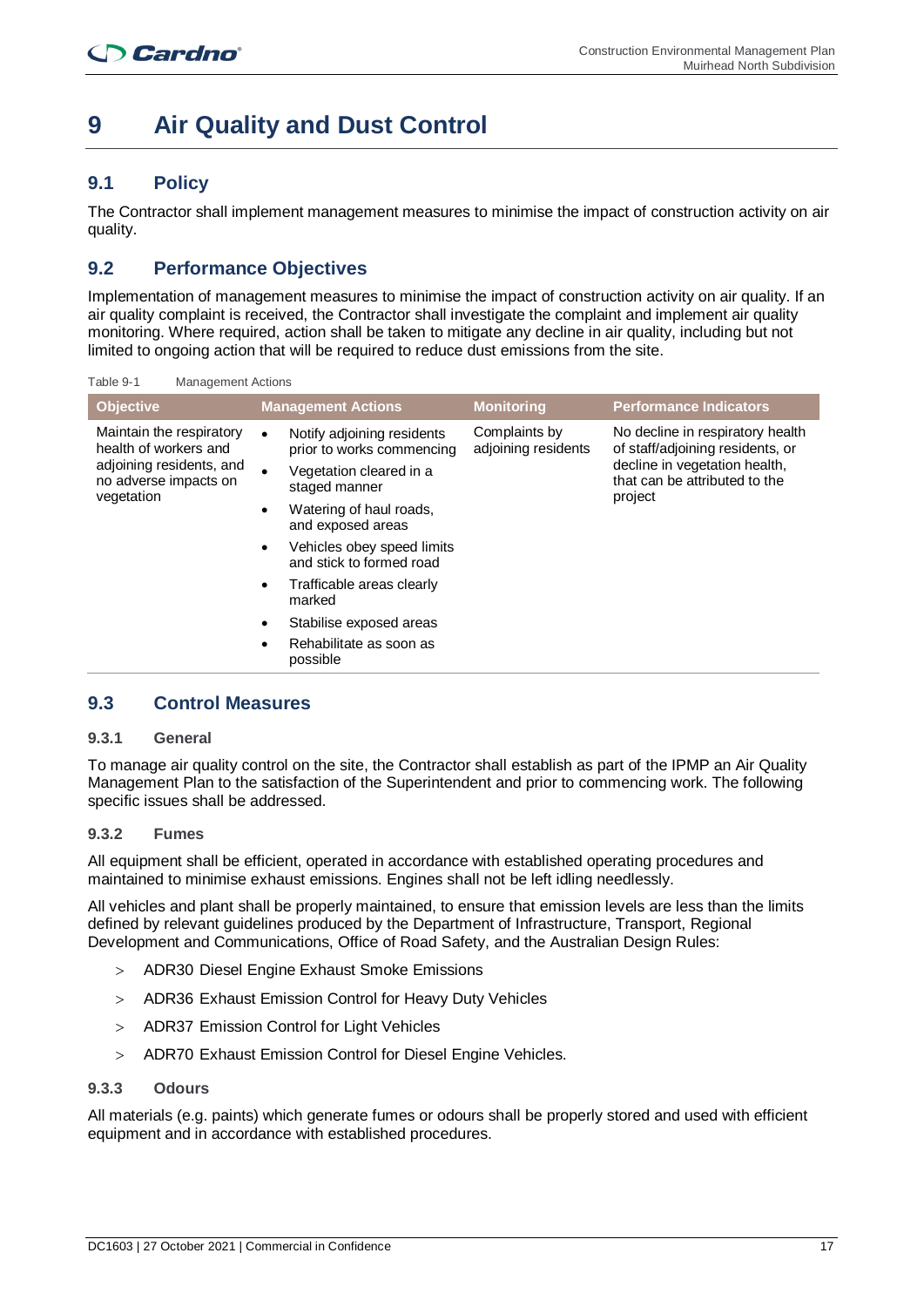# 9 Air Quality and Dust Control

## 9.1 Policy

The Contractor shall implement management measures to minimise the impact of construction activity on air quality.

## 9.2 Performance Objectives

Implementation of management measures to minimise the impact of construction activity on air quality. If an air quality complaint is received, the Contractor shall investigate the complaint and implement air quality monitoring. Where required, action shall be taken to mitigate any decline in air quality, including but not limited to ongoing action that will be required to reduce dust emissions from the site.

Table 9-1 Management Actions

| Objective | Management Actions | Monitoring | Performance Indicators |
|---|---|---|---|
| Maintain the respiratory health of workers and adjoining residents, and no adverse impacts on vegetation | • Notify adjoining residents prior to works commencing<br>• Vegetation cleared in a staged manner<br>• Watering of haul roads, and exposed areas<br>• Vehicles obey speed limits and stick to formed road<br>• Trafficable areas clearly marked<br>• Stabilise exposed areas<br>• Rehabilitate as soon as possible | Complaints by adjoining residents | No decline in respiratory health of staff/adjoining residents, or decline in vegetation health, that can be attributed to the project |

## 9.3 Control Measures

### 9.3.1 General

To manage air quality control on the site, the Contractor shall establish as part of the IPMP an Air Quality Management Plan to the satisfaction of the Superintendent and prior to commencing work. The following specific issues shall be addressed.

### 9.3.2 Fumes

All equipment shall be efficient, operated in accordance with established operating procedures and maintained to minimise exhaust emissions. Engines shall not be left idling needlessly.

All vehicles and plant shall be properly maintained, to ensure that emission levels are less than the limits defined by relevant guidelines produced by the Department of Infrastructure, Transport, Regional Development and Communications, Office of Road Safety, and the Australian Design Rules:

- ADR30 Diesel Engine Exhaust Smoke Emissions
- ADR36 Exhaust Emission Control for Heavy Duty Vehicles
- ADR37 Emission Control for Light Vehicles
- ADR70 Exhaust Emission Control for Diesel Engine Vehicles.

### 9.3.3 Odours

All materials (e.g. paints) which generate fumes or odours shall be properly stored and used with efficient equipment and in accordance with established procedures.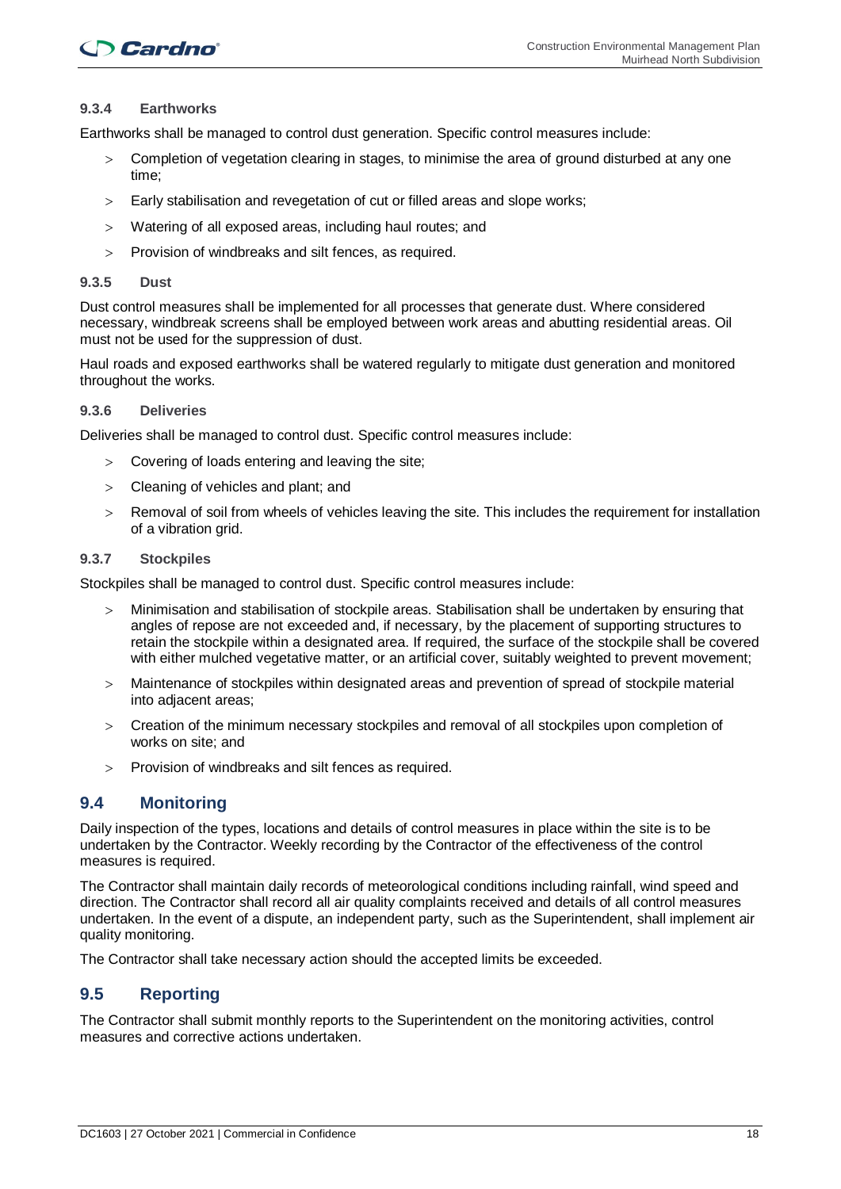#### 9.3.4 Earthworks

Earthworks shall be managed to control dust generation. Specific control measures include:

- Completion of vegetation clearing in stages, to minimise the area of ground disturbed at any one time;
- Early stabilisation and revegetation of cut or filled areas and slope works;
- Watering of all exposed areas, including haul routes; and
- Provision of windbreaks and silt fences, as required.

#### 9.3.5 Dust

Dust control measures shall be implemented for all processes that generate dust. Where considered necessary, windbreak screens shall be employed between work areas and abutting residential areas. Oil must not be used for the suppression of dust.

Haul roads and exposed earthworks shall be watered regularly to mitigate dust generation and monitored throughout the works.

#### 9.3.6 Deliveries

Deliveries shall be managed to control dust. Specific control measures include:

- Covering of loads entering and leaving the site;
- Cleaning of vehicles and plant; and
- Removal of soil from wheels of vehicles leaving the site. This includes the requirement for installation of a vibration grid.

#### 9.3.7 Stockpiles

Stockpiles shall be managed to control dust. Specific control measures include:

- Minimisation and stabilisation of stockpile areas. Stabilisation shall be undertaken by ensuring that angles of repose are not exceeded and, if necessary, by the placement of supporting structures to retain the stockpile within a designated area. If required, the surface of the stockpile shall be covered with either mulched vegetative matter, or an artificial cover, suitably weighted to prevent movement;
- Maintenance of stockpiles within designated areas and prevention of spread of stockpile material into adjacent areas;
- Creation of the minimum necessary stockpiles and removal of all stockpiles upon completion of works on site; and
- Provision of windbreaks and silt fences as required.

## 9.4 Monitoring

Daily inspection of the types, locations and details of control measures in place within the site is to be undertaken by the Contractor. Weekly recording by the Contractor of the effectiveness of the control measures is required.

The Contractor shall maintain daily records of meteorological conditions including rainfall, wind speed and direction. The Contractor shall record all air quality complaints received and details of all control measures undertaken. In the event of a dispute, an independent party, such as the Superintendent, shall implement air quality monitoring.

The Contractor shall take necessary action should the accepted limits be exceeded.

## 9.5 Reporting

The Contractor shall submit monthly reports to the Superintendent on the monitoring activities, control measures and corrective actions undertaken.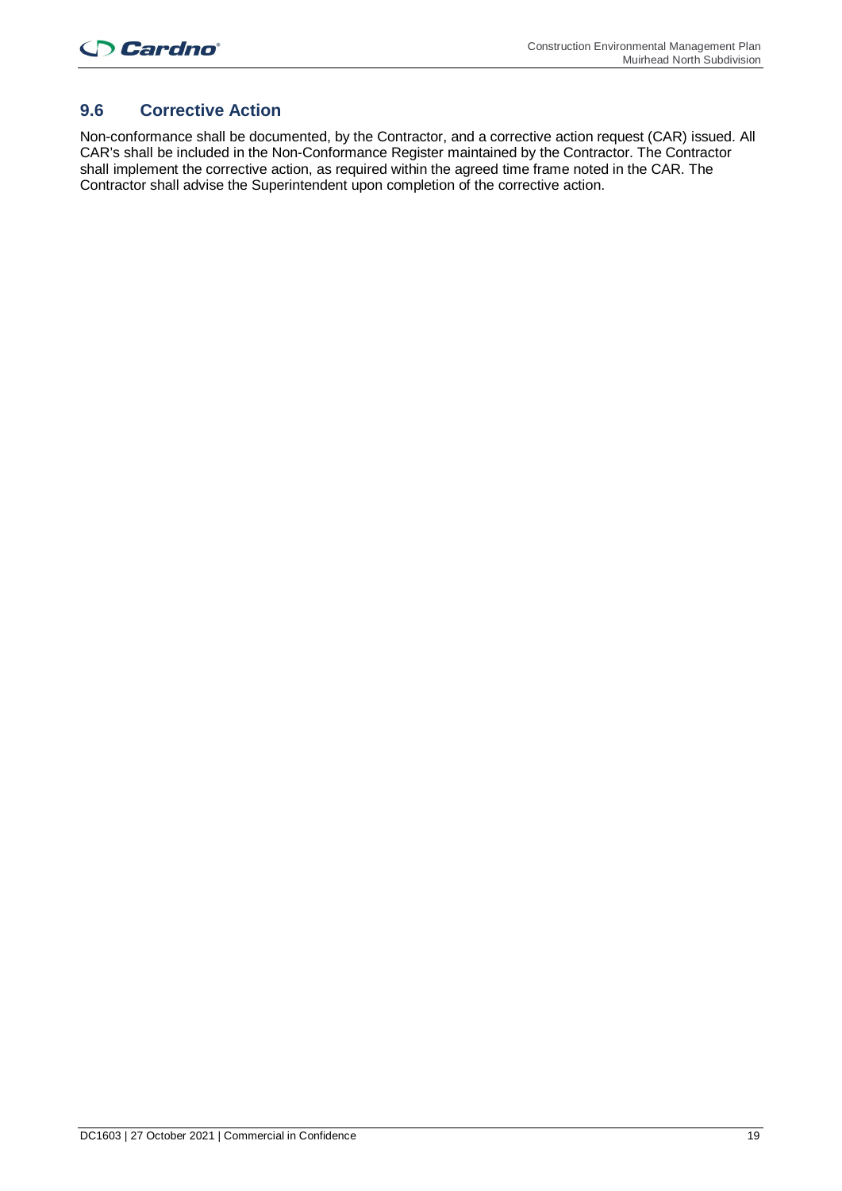## 9.6 Corrective Action

Non-conformance shall be documented, by the Contractor, and a corrective action request (CAR) issued. All CAR's shall be included in the Non-Conformance Register maintained by the Contractor. The Contractor shall implement the corrective action, as required within the agreed time frame noted in the CAR. The Contractor shall advise the Superintendent upon completion of the corrective action.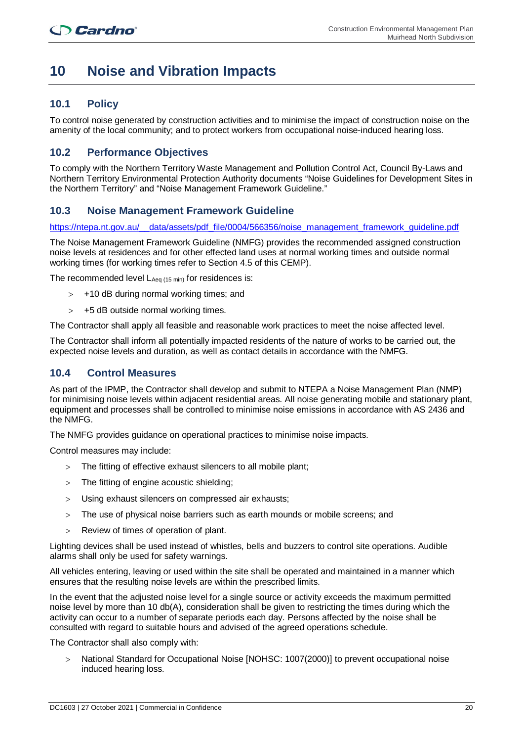# 10 Noise and Vibration Impacts

## 10.1 Policy

To control noise generated by construction activities and to minimise the impact of construction noise on the amenity of the local community; and to protect workers from occupational noise-induced hearing loss.

## 10.2 Performance Objectives

To comply with the Northern Territory Waste Management and Pollution Control Act, Council By-Laws and Northern Territory Environmental Protection Authority documents "Noise Guidelines for Development Sites in the Northern Territory" and "Noise Management Framework Guideline."

## 10.3 Noise Management Framework Guideline

https://ntepa.nt.gov.au/__data/assets/pdf_file/0004/566356/noise_management_framework_guideline.pdf

The Noise Management Framework Guideline (NMFG) provides the recommended assigned construction noise levels at residences and for other effected land uses at normal working times and outside normal working times (for working times refer to Section 4.5 of this CEMP).

The recommended level $L_{Aeq\ (15\ min)}$ for residences is:

- +10 dB during normal working times; and
- +5 dB outside normal working times.

The Contractor shall apply all feasible and reasonable work practices to meet the noise affected level.

The Contractor shall inform all potentially impacted residents of the nature of works to be carried out, the expected noise levels and duration, as well as contact details in accordance with the NMFG.

## 10.4 Control Measures

As part of the IPMP, the Contractor shall develop and submit to NTEPA a Noise Management Plan (NMP) for minimising noise levels within adjacent residential areas. All noise generating mobile and stationary plant, equipment and processes shall be controlled to minimise noise emissions in accordance with AS 2436 and the NMFG.

The NMFG provides guidance on operational practices to minimise noise impacts.

Control measures may include:

- The fitting of effective exhaust silencers to all mobile plant;
- The fitting of engine acoustic shielding;
- Using exhaust silencers on compressed air exhausts;
- The use of physical noise barriers such as earth mounds or mobile screens; and
- Review of times of operation of plant.

Lighting devices shall be used instead of whistles, bells and buzzers to control site operations. Audible alarms shall only be used for safety warnings.

All vehicles entering, leaving or used within the site shall be operated and maintained in a manner which ensures that the resulting noise levels are within the prescribed limits.

In the event that the adjusted noise level for a single source or activity exceeds the maximum permitted noise level by more than 10 db(A), consideration shall be given to restricting the times during which the activity can occur to a number of separate periods each day. Persons affected by the noise shall be consulted with regard to suitable hours and advised of the agreed operations schedule.

The Contractor shall also comply with:

- National Standard for Occupational Noise [NOHSC: 1007(2000)] to prevent occupational noise induced hearing loss.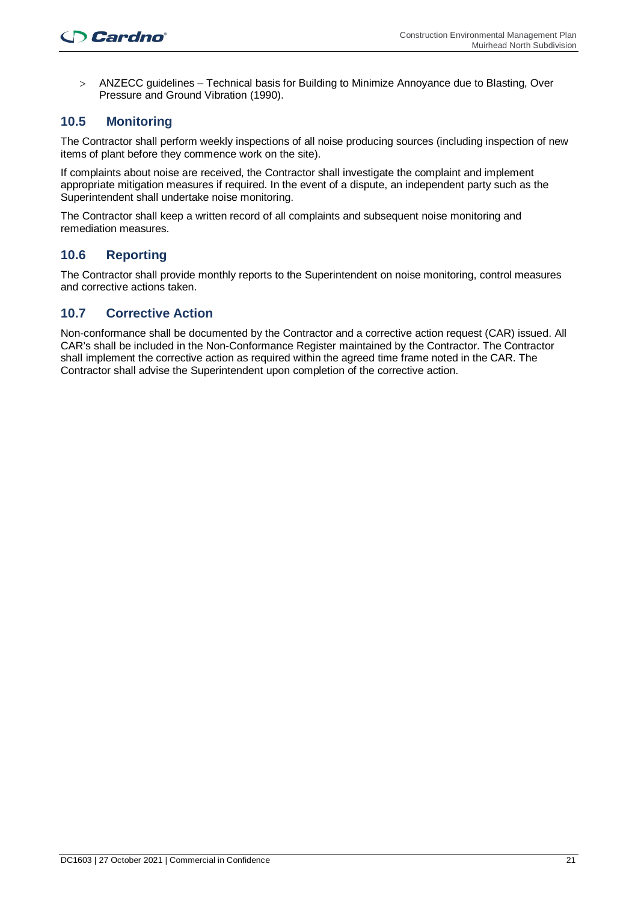- ANZECC guidelines – Technical basis for Building to Minimize Annoyance due to Blasting, Over Pressure and Ground Vibration (1990).

## 10.5 Monitoring

The Contractor shall perform weekly inspections of all noise producing sources (including inspection of new items of plant before they commence work on the site).

If complaints about noise are received, the Contractor shall investigate the complaint and implement appropriate mitigation measures if required. In the event of a dispute, an independent party such as the Superintendent shall undertake noise monitoring.

The Contractor shall keep a written record of all complaints and subsequent noise monitoring and remediation measures.

## 10.6 Reporting

The Contractor shall provide monthly reports to the Superintendent on noise monitoring, control measures and corrective actions taken.

## 10.7 Corrective Action

Non-conformance shall be documented by the Contractor and a corrective action request (CAR) issued. All CAR's shall be included in the Non-Conformance Register maintained by the Contractor. The Contractor shall implement the corrective action as required within the agreed time frame noted in the CAR. The Contractor shall advise the Superintendent upon completion of the corrective action.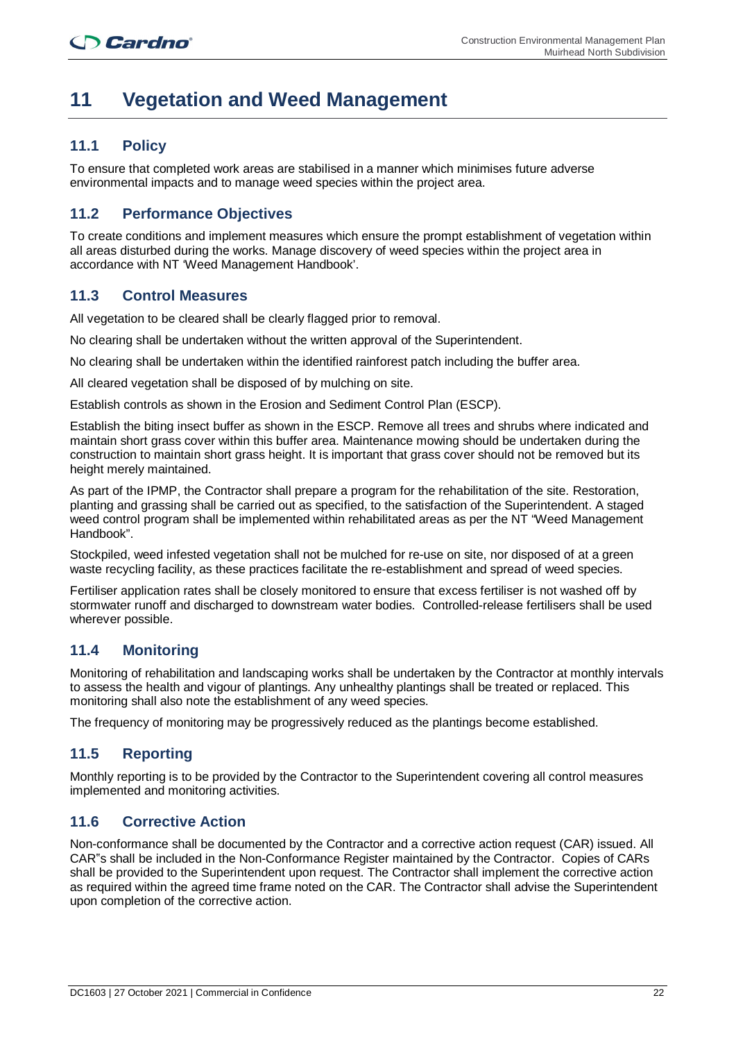# 11 Vegetation and Weed Management

## 11.1 Policy

To ensure that completed work areas are stabilised in a manner which minimises future adverse environmental impacts and to manage weed species within the project area.

## 11.2 Performance Objectives

To create conditions and implement measures which ensure the prompt establishment of vegetation within all areas disturbed during the works. Manage discovery of weed species within the project area in accordance with NT 'Weed Management Handbook'.

## 11.3 Control Measures

All vegetation to be cleared shall be clearly flagged prior to removal.

No clearing shall be undertaken without the written approval of the Superintendent.

No clearing shall be undertaken within the identified rainforest patch including the buffer area.

All cleared vegetation shall be disposed of by mulching on site.

Establish controls as shown in the Erosion and Sediment Control Plan (ESCP).

Establish the biting insect buffer as shown in the ESCP. Remove all trees and shrubs where indicated and maintain short grass cover within this buffer area. Maintenance mowing should be undertaken during the construction to maintain short grass height. It is important that grass cover should not be removed but its height merely maintained.

As part of the IPMP, the Contractor shall prepare a program for the rehabilitation of the site. Restoration, planting and grassing shall be carried out as specified, to the satisfaction of the Superintendent. A staged weed control program shall be implemented within rehabilitated areas as per the NT "Weed Management Handbook".

Stockpiled, weed infested vegetation shall not be mulched for re-use on site, nor disposed of at a green waste recycling facility, as these practices facilitate the re-establishment and spread of weed species.

Fertiliser application rates shall be closely monitored to ensure that excess fertiliser is not washed off by stormwater runoff and discharged to downstream water bodies. Controlled-release fertilisers shall be used wherever possible.

## 11.4 Monitoring

Monitoring of rehabilitation and landscaping works shall be undertaken by the Contractor at monthly intervals to assess the health and vigour of plantings. Any unhealthy plantings shall be treated or replaced. This monitoring shall also note the establishment of any weed species.

The frequency of monitoring may be progressively reduced as the plantings become established.

## 11.5 Reporting

Monthly reporting is to be provided by the Contractor to the Superintendent covering all control measures implemented and monitoring activities.

## 11.6 Corrective Action

Non-conformance shall be documented by the Contractor and a corrective action request (CAR) issued. All CAR"s shall be included in the Non-Conformance Register maintained by the Contractor. Copies of CARs shall be provided to the Superintendent upon request. The Contractor shall implement the corrective action as required within the agreed time frame noted on the CAR. The Contractor shall advise the Superintendent upon completion of the corrective action.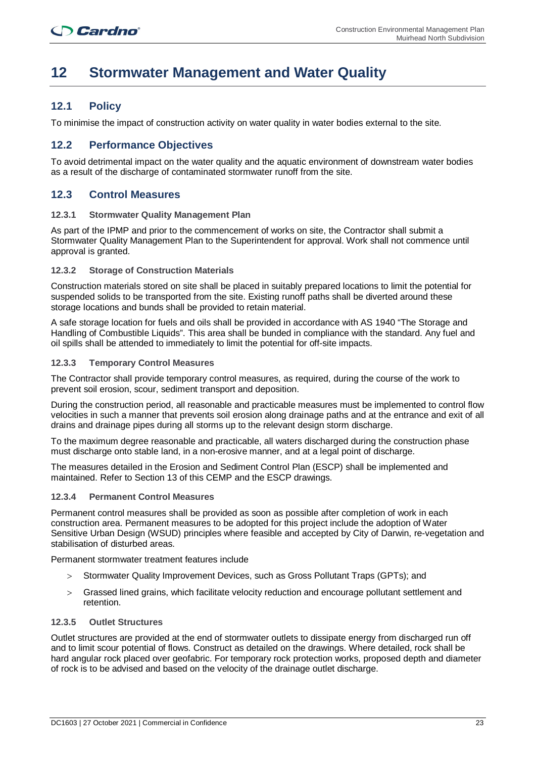# 12 Stormwater Management and Water Quality

## 12.1 Policy

To minimise the impact of construction activity on water quality in water bodies external to the site.

## 12.2 Performance Objectives

To avoid detrimental impact on the water quality and the aquatic environment of downstream water bodies as a result of the discharge of contaminated stormwater runoff from the site.

## 12.3 Control Measures

### 12.3.1 Stormwater Quality Management Plan

As part of the IPMP and prior to the commencement of works on site, the Contractor shall submit a Stormwater Quality Management Plan to the Superintendent for approval. Work shall not commence until approval is granted.

### 12.3.2 Storage of Construction Materials

Construction materials stored on site shall be placed in suitably prepared locations to limit the potential for suspended solids to be transported from the site. Existing runoff paths shall be diverted around these storage locations and bunds shall be provided to retain material.

A safe storage location for fuels and oils shall be provided in accordance with AS 1940 "The Storage and Handling of Combustible Liquids". This area shall be bunded in compliance with the standard. Any fuel and oil spills shall be attended to immediately to limit the potential for off-site impacts.

### 12.3.3 Temporary Control Measures

The Contractor shall provide temporary control measures, as required, during the course of the work to prevent soil erosion, scour, sediment transport and deposition.

During the construction period, all reasonable and practicable measures must be implemented to control flow velocities in such a manner that prevents soil erosion along drainage paths and at the entrance and exit of all drains and drainage pipes during all storms up to the relevant design storm discharge.

To the maximum degree reasonable and practicable, all waters discharged during the construction phase must discharge onto stable land, in a non-erosive manner, and at a legal point of discharge.

The measures detailed in the Erosion and Sediment Control Plan (ESCP) shall be implemented and maintained. Refer to Section 13 of this CEMP and the ESCP drawings.

### 12.3.4 Permanent Control Measures

Permanent control measures shall be provided as soon as possible after completion of work in each construction area. Permanent measures to be adopted for this project include the adoption of Water Sensitive Urban Design (WSUD) principles where feasible and accepted by City of Darwin, re-vegetation and stabilisation of disturbed areas.

Permanent stormwater treatment features include

- Stormwater Quality Improvement Devices, such as Gross Pollutant Traps (GPTs); and
- Grassed lined grains, which facilitate velocity reduction and encourage pollutant settlement and retention.

### 12.3.5 Outlet Structures

Outlet structures are provided at the end of stormwater outlets to dissipate energy from discharged run off and to limit scour potential of flows. Construct as detailed on the drawings. Where detailed, rock shall be hard angular rock placed over geofabric. For temporary rock protection works, proposed depth and diameter of rock is to be advised and based on the velocity of the drainage outlet discharge.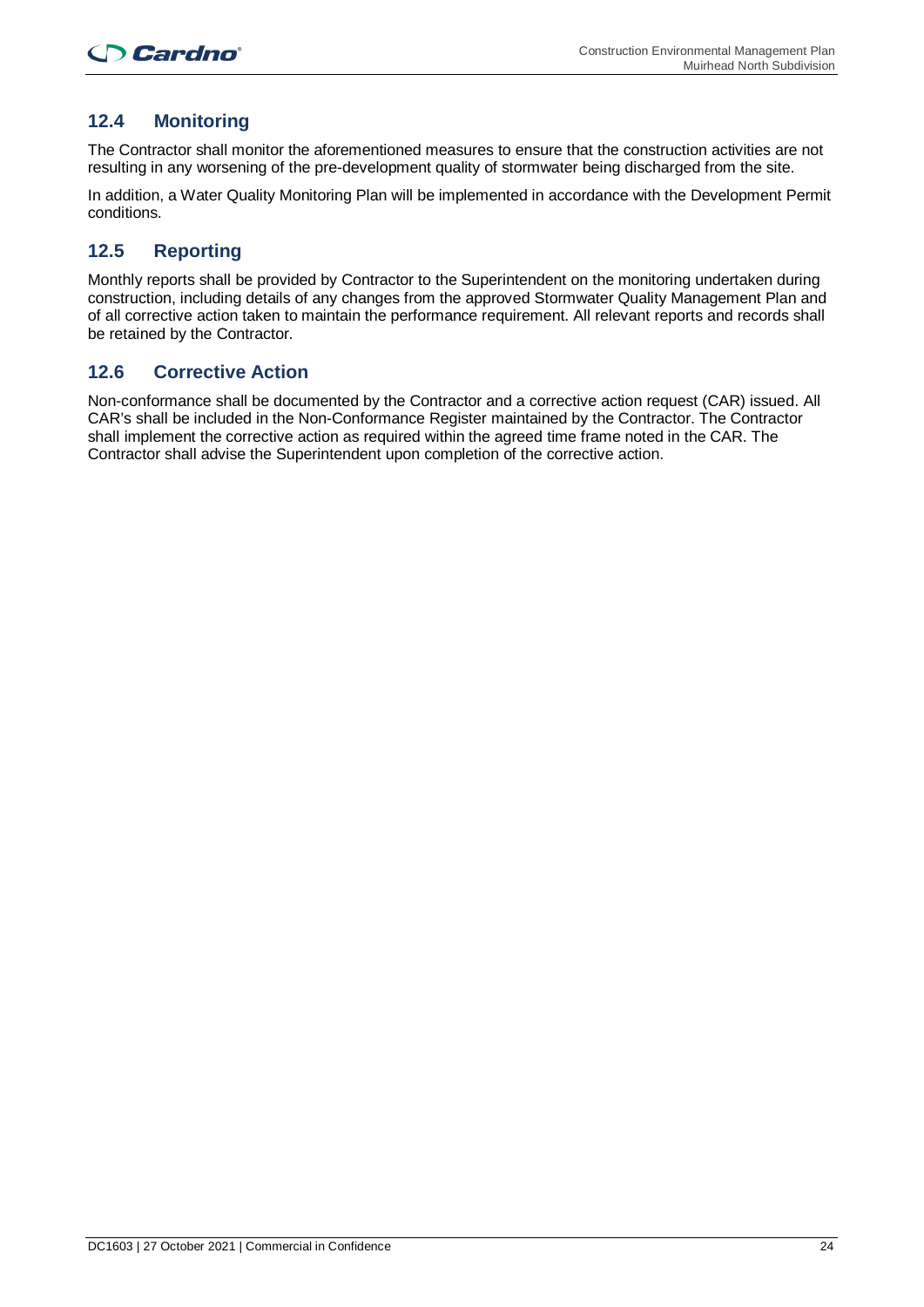## 12.4 Monitoring

The Contractor shall monitor the aforementioned measures to ensure that the construction activities are not resulting in any worsening of the pre-development quality of stormwater being discharged from the site.

In addition, a Water Quality Monitoring Plan will be implemented in accordance with the Development Permit conditions.

## 12.5 Reporting

Monthly reports shall be provided by Contractor to the Superintendent on the monitoring undertaken during construction, including details of any changes from the approved Stormwater Quality Management Plan and of all corrective action taken to maintain the performance requirement. All relevant reports and records shall be retained by the Contractor.

## 12.6 Corrective Action

Non-conformance shall be documented by the Contractor and a corrective action request (CAR) issued. All CAR's shall be included in the Non-Conformance Register maintained by the Contractor. The Contractor shall implement the corrective action as required within the agreed time frame noted in the CAR. The Contractor shall advise the Superintendent upon completion of the corrective action.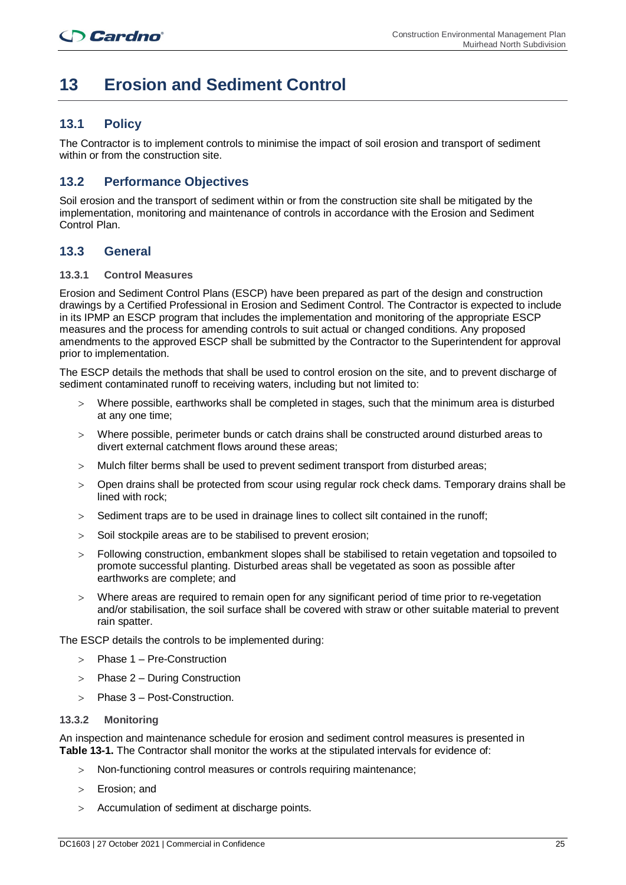# 13 Erosion and Sediment Control

## 13.1 Policy

The Contractor is to implement controls to minimise the impact of soil erosion and transport of sediment within or from the construction site.

## 13.2 Performance Objectives

Soil erosion and the transport of sediment within or from the construction site shall be mitigated by the implementation, monitoring and maintenance of controls in accordance with the Erosion and Sediment Control Plan.

## 13.3 General

### 13.3.1 Control Measures

Erosion and Sediment Control Plans (ESCP) have been prepared as part of the design and construction drawings by a Certified Professional in Erosion and Sediment Control. The Contractor is expected to include in its IPMP an ESCP program that includes the implementation and monitoring of the appropriate ESCP measures and the process for amending controls to suit actual or changed conditions. Any proposed amendments to the approved ESCP shall be submitted by the Contractor to the Superintendent for approval prior to implementation.

The ESCP details the methods that shall be used to control erosion on the site, and to prevent discharge of sediment contaminated runoff to receiving waters, including but not limited to:

- Where possible, earthworks shall be completed in stages, such that the minimum area is disturbed at any one time;
- Where possible, perimeter bunds or catch drains shall be constructed around disturbed areas to divert external catchment flows around these areas;
- Mulch filter berms shall be used to prevent sediment transport from disturbed areas;
- Open drains shall be protected from scour using regular rock check dams. Temporary drains shall be lined with rock;
- Sediment traps are to be used in drainage lines to collect silt contained in the runoff;
- Soil stockpile areas are to be stabilised to prevent erosion;
- Following construction, embankment slopes shall be stabilised to retain vegetation and topsoiled to promote successful planting. Disturbed areas shall be vegetated as soon as possible after earthworks are complete; and
- Where areas are required to remain open for any significant period of time prior to re-vegetation and/or stabilisation, the soil surface shall be covered with straw or other suitable material to prevent rain spatter.

The ESCP details the controls to be implemented during:

- Phase 1 – Pre-Construction
- Phase 2 – During Construction
- Phase 3 – Post-Construction.

### 13.3.2 Monitoring

An inspection and maintenance schedule for erosion and sediment control measures is presented in **Table 13-1.** The Contractor shall monitor the works at the stipulated intervals for evidence of:

- Non-functioning control measures or controls requiring maintenance;
- Erosion; and
- Accumulation of sediment at discharge points.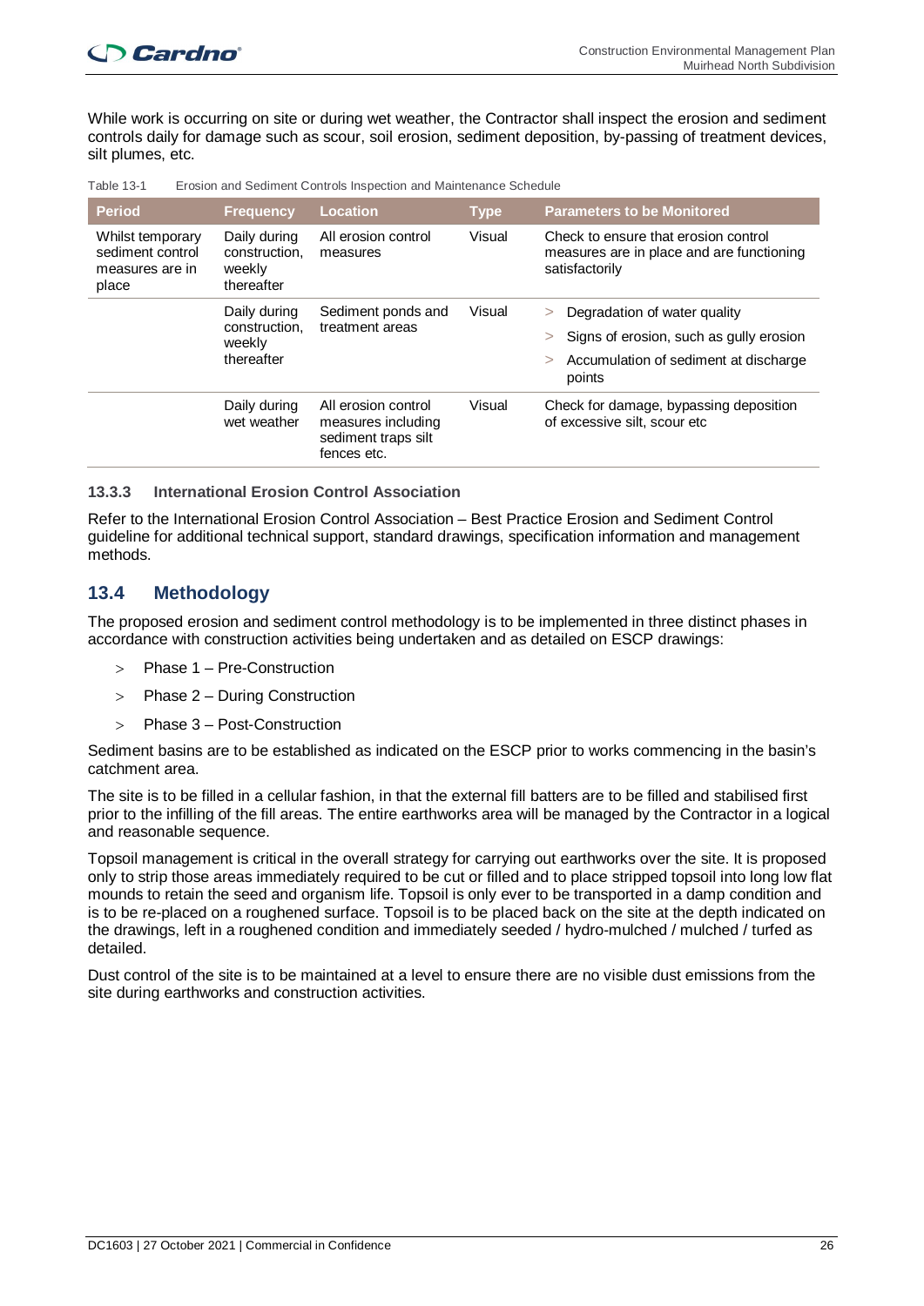While work is occurring on site or during wet weather, the Contractor shall inspect the erosion and sediment controls daily for damage such as scour, soil erosion, sediment deposition, by-passing of treatment devices, silt plumes, etc.

Table 13-1 Erosion and Sediment Controls Inspection and Maintenance Schedule

| Period | Frequency | Location | Type | Parameters to be Monitored |
|---|---|---|---|---|
| Whilst temporary sediment control measures are in place | Daily during construction, weekly thereafter | All erosion control measures | Visual | Check to ensure that erosion control measures are in place and are functioning satisfactorily |
| | Daily during construction, weekly thereafter | Sediment ponds and treatment areas | Visual | > Degradation of water quality<br>> Signs of erosion, such as gully erosion<br>> Accumulation of sediment at discharge points |
| | Daily during wet weather | All erosion control measures including sediment traps silt fences etc. | Visual | Check for damage, bypassing deposition of excessive silt, scour etc |

### 13.3.3 International Erosion Control Association

Refer to the International Erosion Control Association – Best Practice Erosion and Sediment Control guideline for additional technical support, standard drawings, specification information and management methods.

## 13.4 Methodology

The proposed erosion and sediment control methodology is to be implemented in three distinct phases in accordance with construction activities being undertaken and as detailed on ESCP drawings:

- Phase 1 – Pre-Construction
- Phase 2 – During Construction
- Phase 3 – Post-Construction

Sediment basins are to be established as indicated on the ESCP prior to works commencing in the basin's catchment area.

The site is to be filled in a cellular fashion, in that the external fill batters are to be filled and stabilised first prior to the infilling of the fill areas. The entire earthworks area will be managed by the Contractor in a logical and reasonable sequence.

Topsoil management is critical in the overall strategy for carrying out earthworks over the site. It is proposed only to strip those areas immediately required to be cut or filled and to place stripped topsoil into long low flat mounds to retain the seed and organism life. Topsoil is only ever to be transported in a damp condition and is to be re-placed on a roughened surface. Topsoil is to be placed back on the site at the depth indicated on the drawings, left in a roughened condition and immediately seeded / hydro-mulched / mulched / turfed as detailed.

Dust control of the site is to be maintained at a level to ensure there are no visible dust emissions from the site during earthworks and construction activities.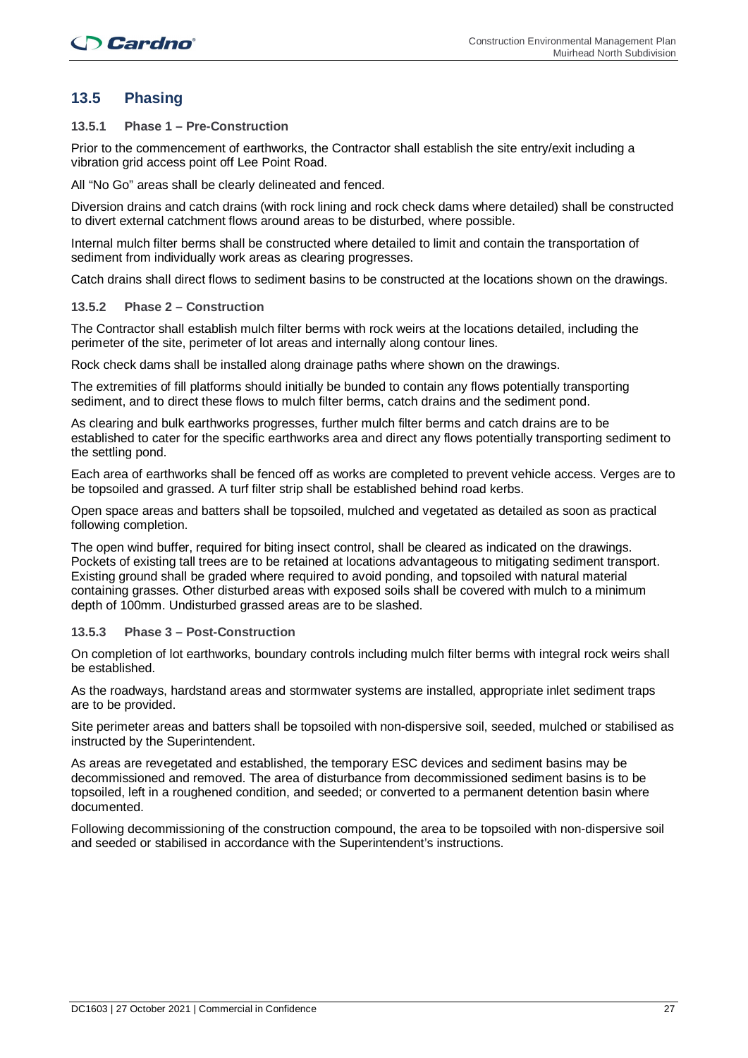## 13.5 Phasing

### 13.5.1 Phase 1 – Pre-Construction

Prior to the commencement of earthworks, the Contractor shall establish the site entry/exit including a vibration grid access point off Lee Point Road.

All "No Go" areas shall be clearly delineated and fenced.

Diversion drains and catch drains (with rock lining and rock check dams where detailed) shall be constructed to divert external catchment flows around areas to be disturbed, where possible.

Internal mulch filter berms shall be constructed where detailed to limit and contain the transportation of sediment from individually work areas as clearing progresses.

Catch drains shall direct flows to sediment basins to be constructed at the locations shown on the drawings.

### 13.5.2 Phase 2 – Construction

The Contractor shall establish mulch filter berms with rock weirs at the locations detailed, including the perimeter of the site, perimeter of lot areas and internally along contour lines.

Rock check dams shall be installed along drainage paths where shown on the drawings.

The extremities of fill platforms should initially be bunded to contain any flows potentially transporting sediment, and to direct these flows to mulch filter berms, catch drains and the sediment pond.

As clearing and bulk earthworks progresses, further mulch filter berms and catch drains are to be established to cater for the specific earthworks area and direct any flows potentially transporting sediment to the settling pond.

Each area of earthworks shall be fenced off as works are completed to prevent vehicle access. Verges are to be topsoiled and grassed. A turf filter strip shall be established behind road kerbs.

Open space areas and batters shall be topsoiled, mulched and vegetated as detailed as soon as practical following completion.

The open wind buffer, required for biting insect control, shall be cleared as indicated on the drawings. Pockets of existing tall trees are to be retained at locations advantageous to mitigating sediment transport. Existing ground shall be graded where required to avoid ponding, and topsoiled with natural material containing grasses. Other disturbed areas with exposed soils shall be covered with mulch to a minimum depth of 100mm. Undisturbed grassed areas are to be slashed.

### 13.5.3 Phase 3 – Post-Construction

On completion of lot earthworks, boundary controls including mulch filter berms with integral rock weirs shall be established.

As the roadways, hardstand areas and stormwater systems are installed, appropriate inlet sediment traps are to be provided.

Site perimeter areas and batters shall be topsoiled with non-dispersive soil, seeded, mulched or stabilised as instructed by the Superintendent.

As areas are revegetated and established, the temporary ESC devices and sediment basins may be decommissioned and removed. The area of disturbance from decommissioned sediment basins is to be topsoiled, left in a roughened condition, and seeded; or converted to a permanent detention basin where documented.

Following decommissioning of the construction compound, the area to be topsoiled with non-dispersive soil and seeded or stabilised in accordance with the Superintendent's instructions.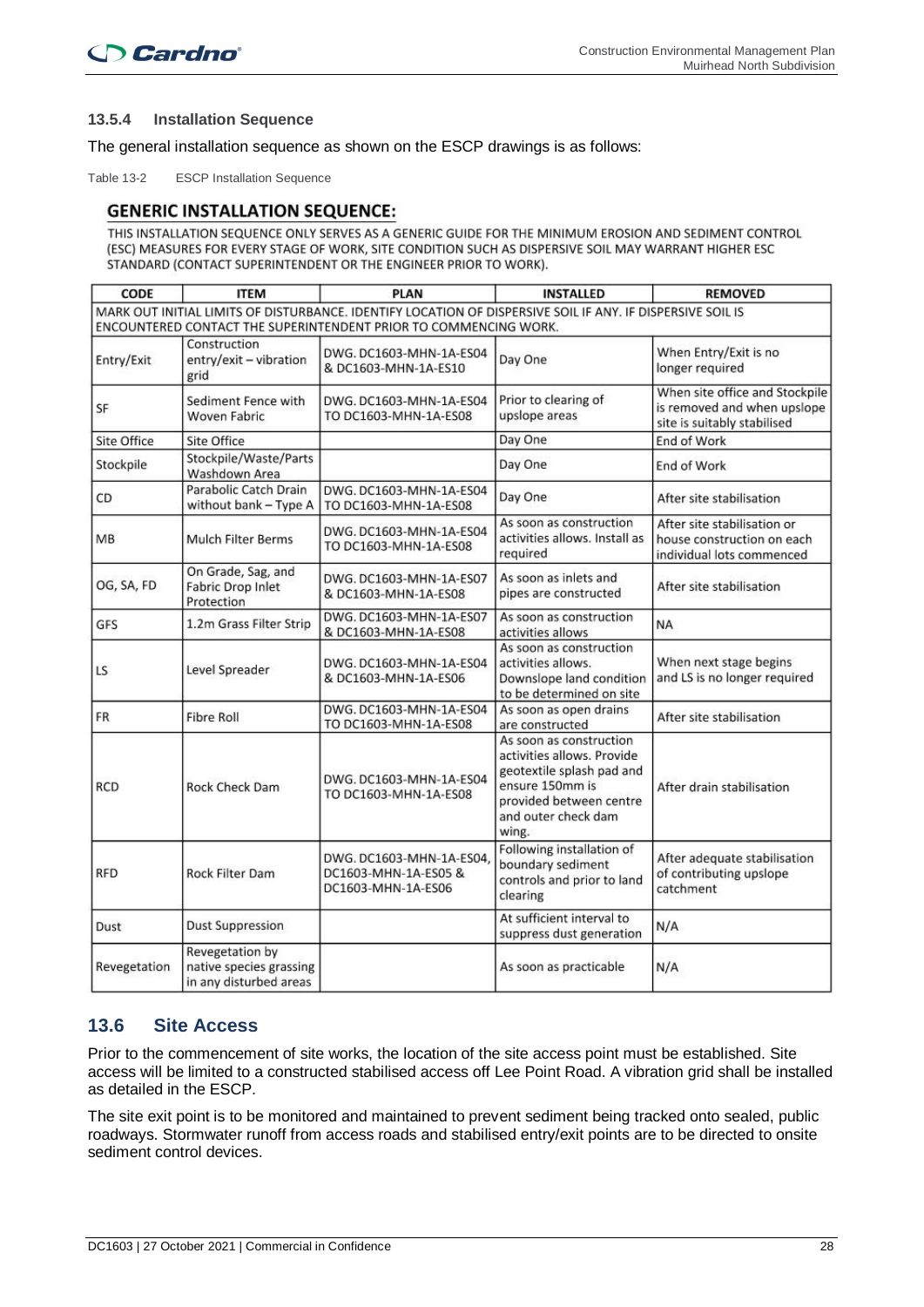### 13.5.4 Installation Sequence

The general installation sequence as shown on the ESCP drawings is as follows:

Table 13-2 ESCP Installation Sequence

**GENERIC INSTALLATION SEQUENCE:**

THIS INSTALLATION SEQUENCE ONLY SERVES AS A GENERIC GUIDE FOR THE MINIMUM EROSION AND SEDIMENT CONTROL (ESC) MEASURES FOR EVERY STAGE OF WORK, SITE CONDITION SUCH AS DISPERSIVE SOIL MAY WARRANT HIGHER ESC STANDARD (CONTACT SUPERINTENDENT OR THE ENGINEER PRIOR TO WORK).

| CODE | ITEM | PLAN | INSTALLED | REMOVED |
|---|---|---|---|---|
| MARK OUT INITIAL LIMITS OF DISTURBANCE. IDENTIFY LOCATION OF DISPERSIVE SOIL IF ANY. IF DISPERSIVE SOIL IS ENCOUNTERED CONTACT THE SUPERINTENDENT PRIOR TO COMMENCING WORK. | | | | |
| Entry/Exit | Construction entry/exit – vibration grid | DWG. DC1603-MHN-1A-ES04 & DC1603-MHN-1A-ES10 | Day One | When Entry/Exit is no longer required |
| SF | Sediment Fence with Woven Fabric | DWG. DC1603-MHN-1A-ES04 TO DC1603-MHN-1A-ES08 | Prior to clearing of upslope areas | When site office and Stockpile is removed and when upslope site is suitably stabilised |
| Site Office | Site Office | | Day One | End of Work |
| Stockpile | Stockpile/Waste/Parts Washdown Area | | Day One | End of Work |
| CD | Parabolic Catch Drain without bank – Type A | DWG. DC1603-MHN-1A-ES04 TO DC1603-MHN-1A-ES08 | Day One | After site stabilisation |
| MB | Mulch Filter Berms | DWG. DC1603-MHN-1A-ES04 TO DC1603-MHN-1A-ES08 | As soon as construction activities allows. Install as required | After site stabilisation or house construction on each individual lots commenced |
| OG, SA, FD | On Grade, Sag, and Fabric Drop Inlet Protection | DWG. DC1603-MHN-1A-ES07 & DC1603-MHN-1A-ES08 | As soon as inlets and pipes are constructed | After site stabilisation |
| GFS | 1.2m Grass Filter Strip | DWG. DC1603-MHN-1A-ES07 & DC1603-MHN-1A-ES08 | As soon as construction activities allows | NA |
| LS | Level Spreader | DWG. DC1603-MHN-1A-ES04 & DC1603-MHN-1A-ES06 | As soon as construction activities allows. Downslope land condition to be determined on site | When next stage begins and LS is no longer required |
| FR | Fibre Roll | DWG. DC1603-MHN-1A-ES04 TO DC1603-MHN-1A-ES08 | As soon as open drains are constructed | After site stabilisation |
| RCD | Rock Check Dam | DWG. DC1603-MHN-1A-ES04 TO DC1603-MHN-1A-ES08 | As soon as construction activities allows. Provide geotextile splash pad and ensure 150mm is provided between centre and outer check dam wing. | After drain stabilisation |
| RFD | Rock Filter Dam | DWG. DC1603-MHN-1A-ES04, DC1603-MHN-1A-ES05 & DC1603-MHN-1A-ES06 | Following installation of boundary sediment controls and prior to land clearing | After adequate stabilisation of contributing upslope catchment |
| Dust | Dust Suppression | | At sufficient interval to suppress dust generation | N/A |
| Revegetation | Revegetation by native species grassing in any disturbed areas | | As soon as practicable | N/A |

## 13.6 Site Access

Prior to the commencement of site works, the location of the site access point must be established. Site access will be limited to a constructed stabilised access off Lee Point Road. A vibration grid shall be installed as detailed in the ESCP.

The site exit point is to be monitored and maintained to prevent sediment being tracked onto sealed, public roadways. Stormwater runoff from access roads and stabilised entry/exit points are to be directed to onsite sediment control devices.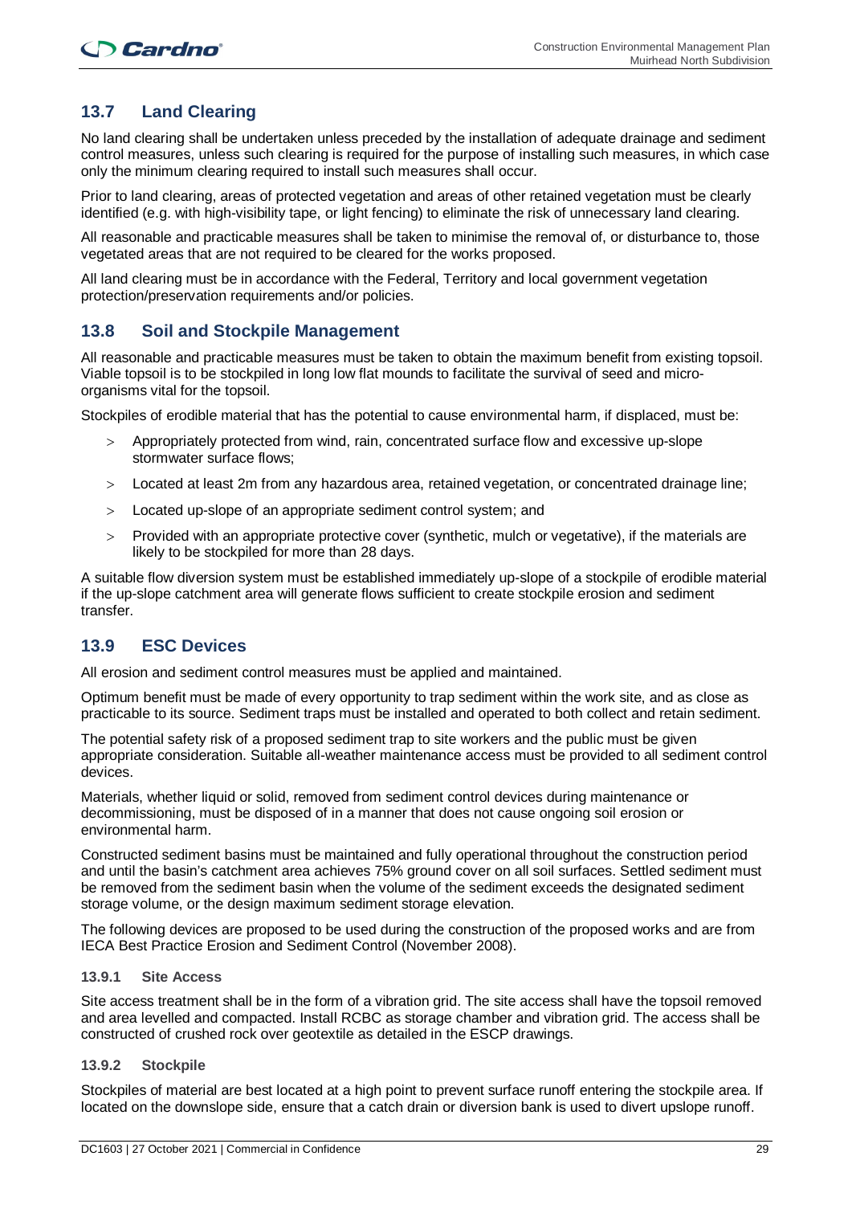## 13.7 Land Clearing

No land clearing shall be undertaken unless preceded by the installation of adequate drainage and sediment control measures, unless such clearing is required for the purpose of installing such measures, in which case only the minimum clearing required to install such measures shall occur.

Prior to land clearing, areas of protected vegetation and areas of other retained vegetation must be clearly identified (e.g. with high-visibility tape, or light fencing) to eliminate the risk of unnecessary land clearing.

All reasonable and practicable measures shall be taken to minimise the removal of, or disturbance to, those vegetated areas that are not required to be cleared for the works proposed.

All land clearing must be in accordance with the Federal, Territory and local government vegetation protection/preservation requirements and/or policies.

## 13.8 Soil and Stockpile Management

All reasonable and practicable measures must be taken to obtain the maximum benefit from existing topsoil. Viable topsoil is to be stockpiled in long low flat mounds to facilitate the survival of seed and micro-organisms vital for the topsoil.

Stockpiles of erodible material that has the potential to cause environmental harm, if displaced, must be:

- Appropriately protected from wind, rain, concentrated surface flow and excessive up-slope stormwater surface flows;
- Located at least 2m from any hazardous area, retained vegetation, or concentrated drainage line;
- Located up-slope of an appropriate sediment control system; and
- Provided with an appropriate protective cover (synthetic, mulch or vegetative), if the materials are likely to be stockpiled for more than 28 days.

A suitable flow diversion system must be established immediately up-slope of a stockpile of erodible material if the up-slope catchment area will generate flows sufficient to create stockpile erosion and sediment transfer.

## 13.9 ESC Devices

All erosion and sediment control measures must be applied and maintained.

Optimum benefit must be made of every opportunity to trap sediment within the work site, and as close as practicable to its source. Sediment traps must be installed and operated to both collect and retain sediment.

The potential safety risk of a proposed sediment trap to site workers and the public must be given appropriate consideration. Suitable all-weather maintenance access must be provided to all sediment control devices.

Materials, whether liquid or solid, removed from sediment control devices during maintenance or decommissioning, must be disposed of in a manner that does not cause ongoing soil erosion or environmental harm.

Constructed sediment basins must be maintained and fully operational throughout the construction period and until the basin's catchment area achieves 75% ground cover on all soil surfaces. Settled sediment must be removed from the sediment basin when the volume of the sediment exceeds the designated sediment storage volume, or the design maximum sediment storage elevation.

The following devices are proposed to be used during the construction of the proposed works and are from IECA Best Practice Erosion and Sediment Control (November 2008).

### 13.9.1 Site Access

Site access treatment shall be in the form of a vibration grid. The site access shall have the topsoil removed and area levelled and compacted. Install RCBC as storage chamber and vibration grid. The access shall be constructed of crushed rock over geotextile as detailed in the ESCP drawings.

### 13.9.2 Stockpile

Stockpiles of material are best located at a high point to prevent surface runoff entering the stockpile area. If located on the downslope side, ensure that a catch drain or diversion bank is used to divert upslope runoff.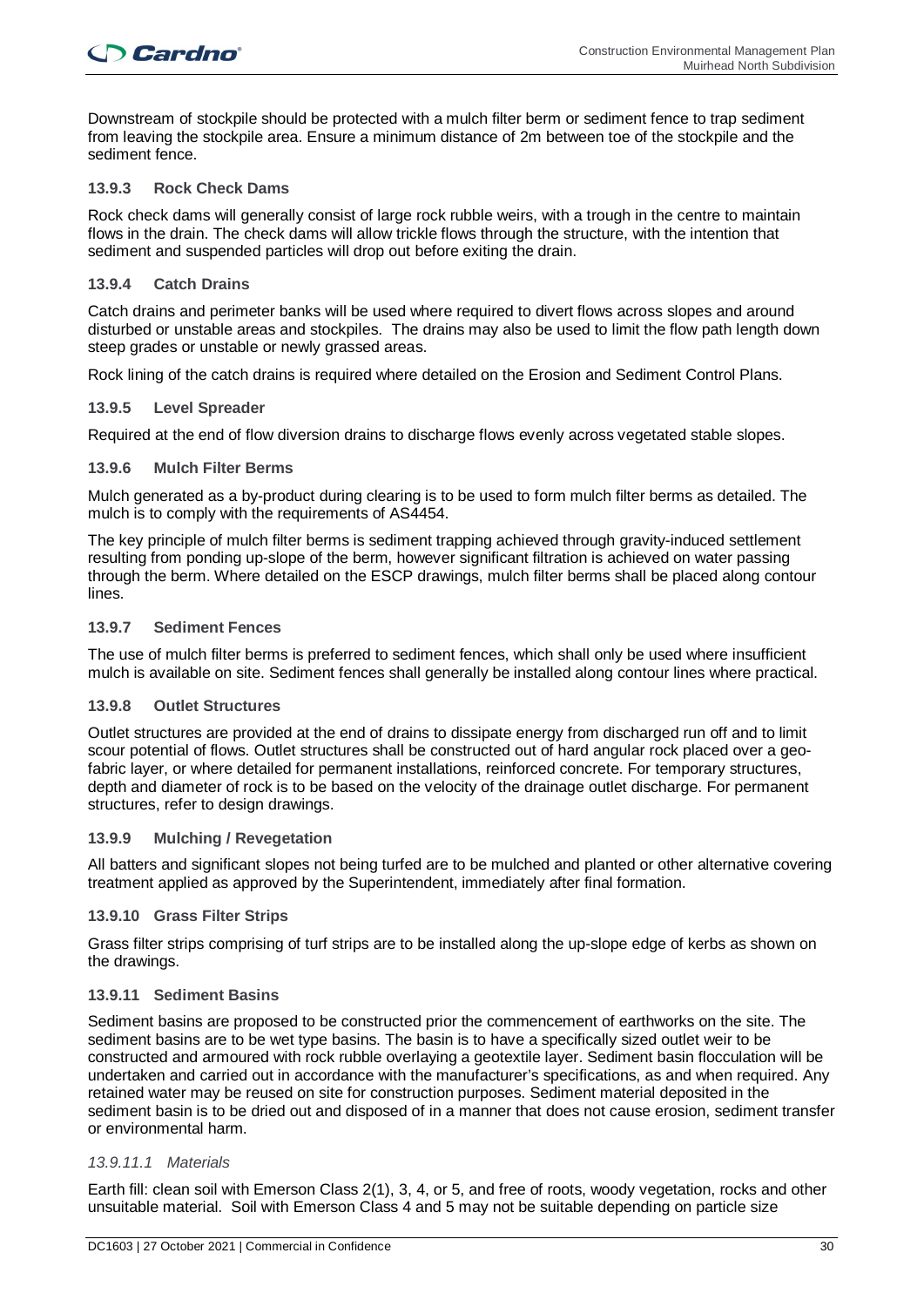Downstream of stockpile should be protected with a mulch filter berm or sediment fence to trap sediment from leaving the stockpile area. Ensure a minimum distance of 2m between toe of the stockpile and the sediment fence.

### 13.9.3 Rock Check Dams

Rock check dams will generally consist of large rock rubble weirs, with a trough in the centre to maintain flows in the drain. The check dams will allow trickle flows through the structure, with the intention that sediment and suspended particles will drop out before exiting the drain.

### 13.9.4 Catch Drains

Catch drains and perimeter banks will be used where required to divert flows across slopes and around disturbed or unstable areas and stockpiles. The drains may also be used to limit the flow path length down steep grades or unstable or newly grassed areas.

Rock lining of the catch drains is required where detailed on the Erosion and Sediment Control Plans.

### 13.9.5 Level Spreader

Required at the end of flow diversion drains to discharge flows evenly across vegetated stable slopes.

### 13.9.6 Mulch Filter Berms

Mulch generated as a by-product during clearing is to be used to form mulch filter berms as detailed. The mulch is to comply with the requirements of AS4454.

The key principle of mulch filter berms is sediment trapping achieved through gravity-induced settlement resulting from ponding up-slope of the berm, however significant filtration is achieved on water passing through the berm. Where detailed on the ESCP drawings, mulch filter berms shall be placed along contour lines.

### 13.9.7 Sediment Fences

The use of mulch filter berms is preferred to sediment fences, which shall only be used where insufficient mulch is available on site. Sediment fences shall generally be installed along contour lines where practical.

### 13.9.8 Outlet Structures

Outlet structures are provided at the end of drains to dissipate energy from discharged run off and to limit scour potential of flows. Outlet structures shall be constructed out of hard angular rock placed over a geo-fabric layer, or where detailed for permanent installations, reinforced concrete. For temporary structures, depth and diameter of rock is to be based on the velocity of the drainage outlet discharge. For permanent structures, refer to design drawings.

### 13.9.9 Mulching / Revegetation

All batters and significant slopes not being turfed are to be mulched and planted or other alternative covering treatment applied as approved by the Superintendent, immediately after final formation.

### 13.9.10 Grass Filter Strips

Grass filter strips comprising of turf strips are to be installed along the up-slope edge of kerbs as shown on the drawings.

### 13.9.11 Sediment Basins

Sediment basins are proposed to be constructed prior the commencement of earthworks on the site. The sediment basins are to be wet type basins. The basin is to have a specifically sized outlet weir to be constructed and armoured with rock rubble overlaying a geotextile layer. Sediment basin flocculation will be undertaken and carried out in accordance with the manufacturer's specifications, as and when required. Any retained water may be reused on site for construction purposes. Sediment material deposited in the sediment basin is to be dried out and disposed of in a manner that does not cause erosion, sediment transfer or environmental harm.

#### *13.9.11.1 Materials*

Earth fill: clean soil with Emerson Class 2(1), 3, 4, or 5, and free of roots, woody vegetation, rocks and other unsuitable material. Soil with Emerson Class 4 and 5 may not be suitable depending on particle size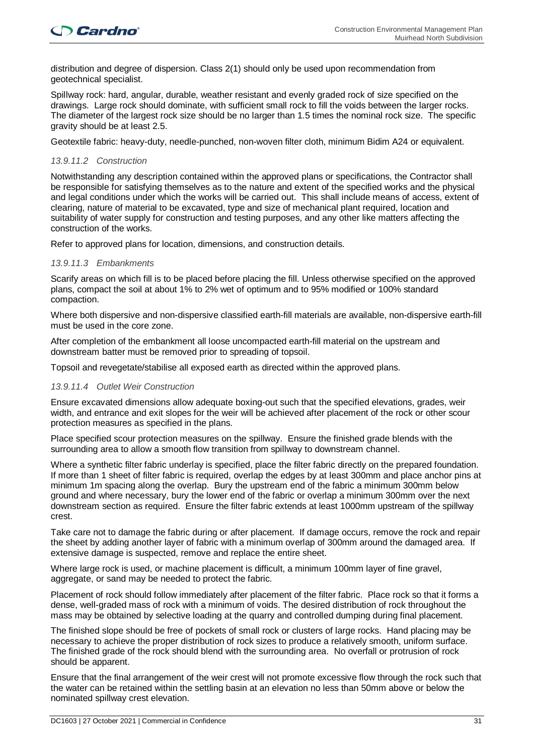distribution and degree of dispersion. Class 2(1) should only be used upon recommendation from geotechnical specialist.

Spillway rock: hard, angular, durable, weather resistant and evenly graded rock of size specified on the drawings. Large rock should dominate, with sufficient small rock to fill the voids between the larger rocks. The diameter of the largest rock size should be no larger than 1.5 times the nominal rock size. The specific gravity should be at least 2.5.

Geotextile fabric: heavy-duty, needle-punched, non-woven filter cloth, minimum Bidim A24 or equivalent.

#### *13.9.11.2 Construction*

Notwithstanding any description contained within the approved plans or specifications, the Contractor shall be responsible for satisfying themselves as to the nature and extent of the specified works and the physical and legal conditions under which the works will be carried out. This shall include means of access, extent of clearing, nature of material to be excavated, type and size of mechanical plant required, location and suitability of water supply for construction and testing purposes, and any other like matters affecting the construction of the works.

Refer to approved plans for location, dimensions, and construction details.

#### *13.9.11.3 Embankments*

Scarify areas on which fill is to be placed before placing the fill. Unless otherwise specified on the approved plans, compact the soil at about 1% to 2% wet of optimum and to 95% modified or 100% standard compaction.

Where both dispersive and non-dispersive classified earth-fill materials are available, non-dispersive earth-fill must be used in the core zone.

After completion of the embankment all loose uncompacted earth-fill material on the upstream and downstream batter must be removed prior to spreading of topsoil.

Topsoil and revegetate/stabilise all exposed earth as directed within the approved plans.

#### *13.9.11.4 Outlet Weir Construction*

Ensure excavated dimensions allow adequate boxing-out such that the specified elevations, grades, weir width, and entrance and exit slopes for the weir will be achieved after placement of the rock or other scour protection measures as specified in the plans.

Place specified scour protection measures on the spillway. Ensure the finished grade blends with the surrounding area to allow a smooth flow transition from spillway to downstream channel.

Where a synthetic filter fabric underlay is specified, place the filter fabric directly on the prepared foundation. If more than 1 sheet of filter fabric is required, overlap the edges by at least 300mm and place anchor pins at minimum 1m spacing along the overlap. Bury the upstream end of the fabric a minimum 300mm below ground and where necessary, bury the lower end of the fabric or overlap a minimum 300mm over the next downstream section as required. Ensure the filter fabric extends at least 1000mm upstream of the spillway crest.

Take care not to damage the fabric during or after placement. If damage occurs, remove the rock and repair the sheet by adding another layer of fabric with a minimum overlap of 300mm around the damaged area. If extensive damage is suspected, remove and replace the entire sheet.

Where large rock is used, or machine placement is difficult, a minimum 100mm layer of fine gravel, aggregate, or sand may be needed to protect the fabric.

Placement of rock should follow immediately after placement of the filter fabric. Place rock so that it forms a dense, well-graded mass of rock with a minimum of voids. The desired distribution of rock throughout the mass may be obtained by selective loading at the quarry and controlled dumping during final placement.

The finished slope should be free of pockets of small rock or clusters of large rocks. Hand placing may be necessary to achieve the proper distribution of rock sizes to produce a relatively smooth, uniform surface. The finished grade of the rock should blend with the surrounding area. No overfall or protrusion of rock should be apparent.

Ensure that the final arrangement of the weir crest will not promote excessive flow through the rock such that the water can be retained within the settling basin at an elevation no less than 50mm above or below the nominated spillway crest elevation.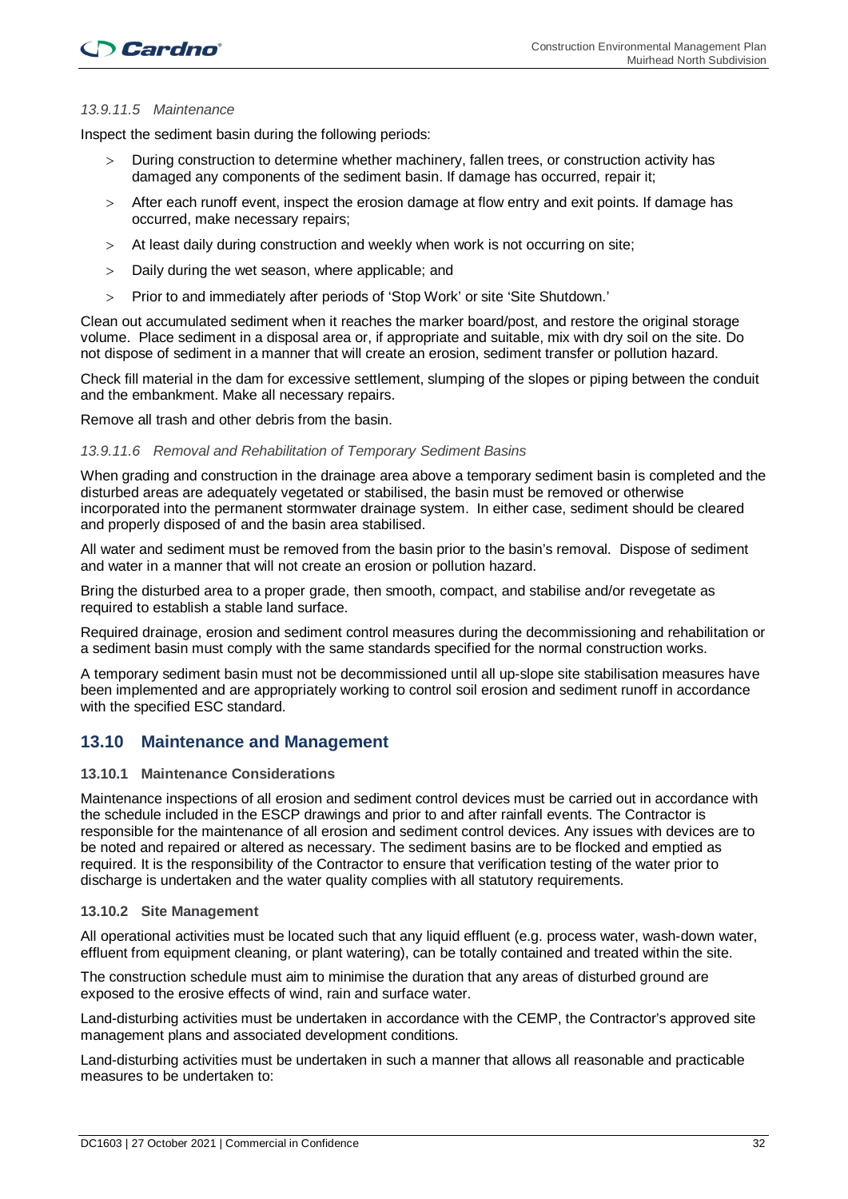*13.9.11.5 Maintenance*

Inspect the sediment basin during the following periods:

- During construction to determine whether machinery, fallen trees, or construction activity has damaged any components of the sediment basin. If damage has occurred, repair it;
- After each runoff event, inspect the erosion damage at flow entry and exit points. If damage has occurred, make necessary repairs;
- At least daily during construction and weekly when work is not occurring on site;
- Daily during the wet season, where applicable; and
- Prior to and immediately after periods of 'Stop Work' or site 'Site Shutdown.'

Clean out accumulated sediment when it reaches the marker board/post, and restore the original storage volume. Place sediment in a disposal area or, if appropriate and suitable, mix with dry soil on the site. Do not dispose of sediment in a manner that will create an erosion, sediment transfer or pollution hazard.

Check fill material in the dam for excessive settlement, slumping of the slopes or piping between the conduit and the embankment. Make all necessary repairs.

Remove all trash and other debris from the basin.

*13.9.11.6 Removal and Rehabilitation of Temporary Sediment Basins*

When grading and construction in the drainage area above a temporary sediment basin is completed and the disturbed areas are adequately vegetated or stabilised, the basin must be removed or otherwise incorporated into the permanent stormwater drainage system. In either case, sediment should be cleared and properly disposed of and the basin area stabilised.

All water and sediment must be removed from the basin prior to the basin's removal. Dispose of sediment and water in a manner that will not create an erosion or pollution hazard.

Bring the disturbed area to a proper grade, then smooth, compact, and stabilise and/or revegetate as required to establish a stable land surface.

Required drainage, erosion and sediment control measures during the decommissioning and rehabilitation or a sediment basin must comply with the same standards specified for the normal construction works.

A temporary sediment basin must not be decommissioned until all up-slope site stabilisation measures have been implemented and are appropriately working to control soil erosion and sediment runoff in accordance with the specified ESC standard.

## 13.10 Maintenance and Management

### 13.10.1 Maintenance Considerations

Maintenance inspections of all erosion and sediment control devices must be carried out in accordance with the schedule included in the ESCP drawings and prior to and after rainfall events. The Contractor is responsible for the maintenance of all erosion and sediment control devices. Any issues with devices are to be noted and repaired or altered as necessary. The sediment basins are to be flocked and emptied as required. It is the responsibility of the Contractor to ensure that verification testing of the water prior to discharge is undertaken and the water quality complies with all statutory requirements.

### 13.10.2 Site Management

All operational activities must be located such that any liquid effluent (e.g. process water, wash-down water, effluent from equipment cleaning, or plant watering), can be totally contained and treated within the site.

The construction schedule must aim to minimise the duration that any areas of disturbed ground are exposed to the erosive effects of wind, rain and surface water.

Land-disturbing activities must be undertaken in accordance with the CEMP, the Contractor's approved site management plans and associated development conditions.

Land-disturbing activities must be undertaken in such a manner that allows all reasonable and practicable measures to be undertaken to: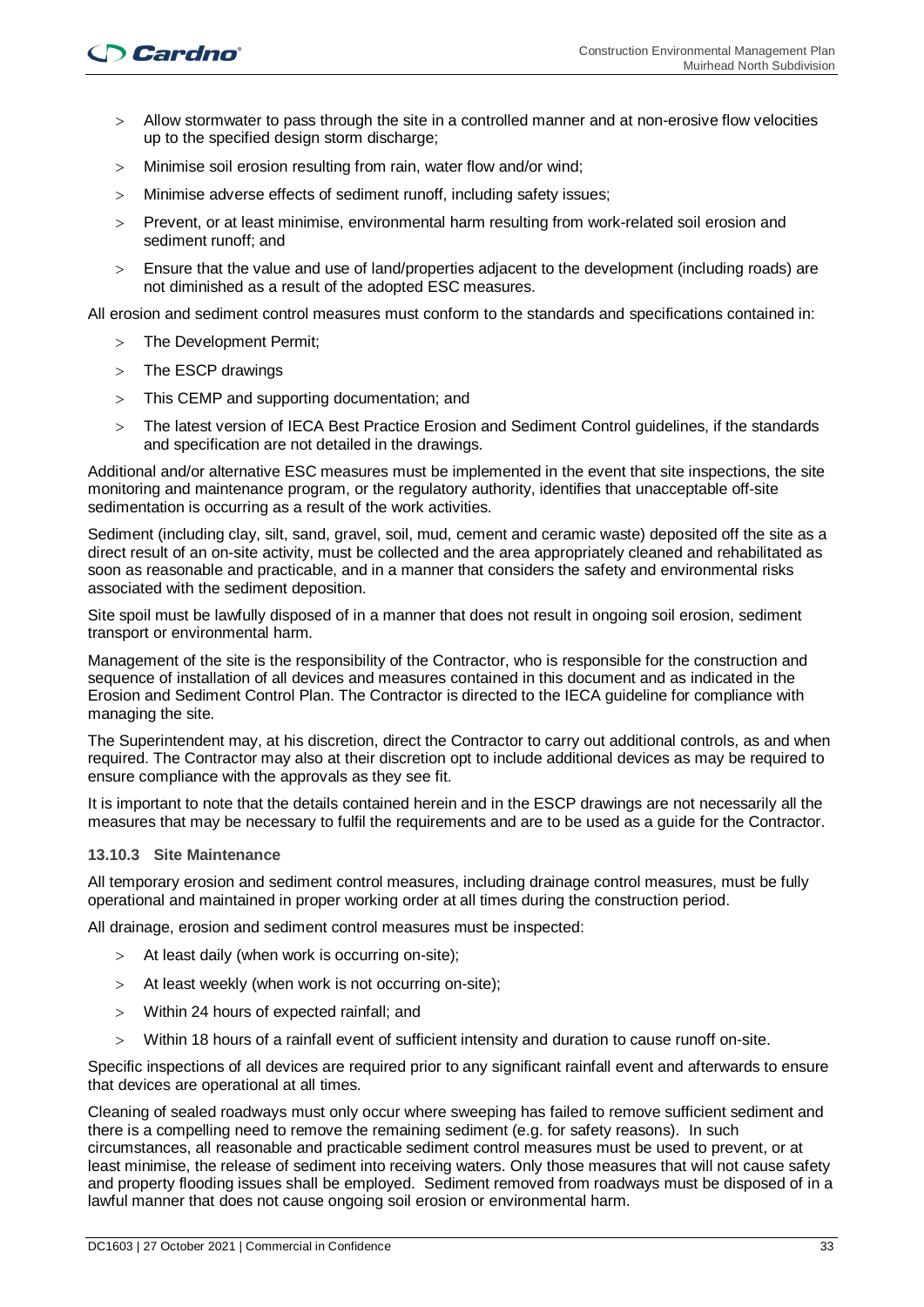- Allow stormwater to pass through the site in a controlled manner and at non-erosive flow velocities up to the specified design storm discharge;
- Minimise soil erosion resulting from rain, water flow and/or wind;
- Minimise adverse effects of sediment runoff, including safety issues;
- Prevent, or at least minimise, environmental harm resulting from work-related soil erosion and sediment runoff; and
- Ensure that the value and use of land/properties adjacent to the development (including roads) are not diminished as a result of the adopted ESC measures.

All erosion and sediment control measures must conform to the standards and specifications contained in:

- The Development Permit;
- The ESCP drawings
- This CEMP and supporting documentation; and
- The latest version of IECA Best Practice Erosion and Sediment Control guidelines, if the standards and specification are not detailed in the drawings.

Additional and/or alternative ESC measures must be implemented in the event that site inspections, the site monitoring and maintenance program, or the regulatory authority, identifies that unacceptable off-site sedimentation is occurring as a result of the work activities.

Sediment (including clay, silt, sand, gravel, soil, mud, cement and ceramic waste) deposited off the site as a direct result of an on-site activity, must be collected and the area appropriately cleaned and rehabilitated as soon as reasonable and practicable, and in a manner that considers the safety and environmental risks associated with the sediment deposition.

Site spoil must be lawfully disposed of in a manner that does not result in ongoing soil erosion, sediment transport or environmental harm.

Management of the site is the responsibility of the Contractor, who is responsible for the construction and sequence of installation of all devices and measures contained in this document and as indicated in the Erosion and Sediment Control Plan. The Contractor is directed to the IECA guideline for compliance with managing the site.

The Superintendent may, at his discretion, direct the Contractor to carry out additional controls, as and when required. The Contractor may also at their discretion opt to include additional devices as may be required to ensure compliance with the approvals as they see fit.

It is important to note that the details contained herein and in the ESCP drawings are not necessarily all the measures that may be necessary to fulfil the requirements and are to be used as a guide for the Contractor.

#### 13.10.3 Site Maintenance

All temporary erosion and sediment control measures, including drainage control measures, must be fully operational and maintained in proper working order at all times during the construction period.

All drainage, erosion and sediment control measures must be inspected:

- At least daily (when work is occurring on-site);
- At least weekly (when work is not occurring on-site);
- Within 24 hours of expected rainfall; and
- Within 18 hours of a rainfall event of sufficient intensity and duration to cause runoff on-site.

Specific inspections of all devices are required prior to any significant rainfall event and afterwards to ensure that devices are operational at all times.

Cleaning of sealed roadways must only occur where sweeping has failed to remove sufficient sediment and there is a compelling need to remove the remaining sediment (e.g. for safety reasons). In such circumstances, all reasonable and practicable sediment control measures must be used to prevent, or at least minimise, the release of sediment into receiving waters. Only those measures that will not cause safety and property flooding issues shall be employed. Sediment removed from roadways must be disposed of in a lawful manner that does not cause ongoing soil erosion or environmental harm.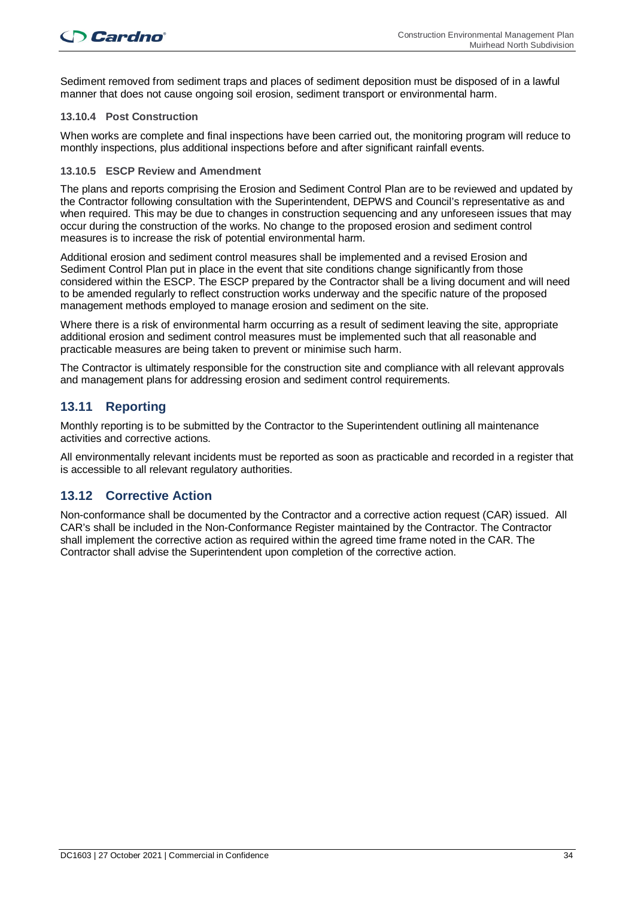Sediment removed from sediment traps and places of sediment deposition must be disposed of in a lawful manner that does not cause ongoing soil erosion, sediment transport or environmental harm.

#### 13.10.4 Post Construction

When works are complete and final inspections have been carried out, the monitoring program will reduce to monthly inspections, plus additional inspections before and after significant rainfall events.

#### 13.10.5 ESCP Review and Amendment

The plans and reports comprising the Erosion and Sediment Control Plan are to be reviewed and updated by the Contractor following consultation with the Superintendent, DEPWS and Council's representative as and when required. This may be due to changes in construction sequencing and any unforeseen issues that may occur during the construction of the works. No change to the proposed erosion and sediment control measures is to increase the risk of potential environmental harm.

Additional erosion and sediment control measures shall be implemented and a revised Erosion and Sediment Control Plan put in place in the event that site conditions change significantly from those considered within the ESCP. The ESCP prepared by the Contractor shall be a living document and will need to be amended regularly to reflect construction works underway and the specific nature of the proposed management methods employed to manage erosion and sediment on the site.

Where there is a risk of environmental harm occurring as a result of sediment leaving the site, appropriate additional erosion and sediment control measures must be implemented such that all reasonable and practicable measures are being taken to prevent or minimise such harm.

The Contractor is ultimately responsible for the construction site and compliance with all relevant approvals and management plans for addressing erosion and sediment control requirements.

## 13.11 Reporting

Monthly reporting is to be submitted by the Contractor to the Superintendent outlining all maintenance activities and corrective actions.

All environmentally relevant incidents must be reported as soon as practicable and recorded in a register that is accessible to all relevant regulatory authorities.

## 13.12 Corrective Action

Non-conformance shall be documented by the Contractor and a corrective action request (CAR) issued. All CAR's shall be included in the Non-Conformance Register maintained by the Contractor. The Contractor shall implement the corrective action as required within the agreed time frame noted in the CAR. The Contractor shall advise the Superintendent upon completion of the corrective action.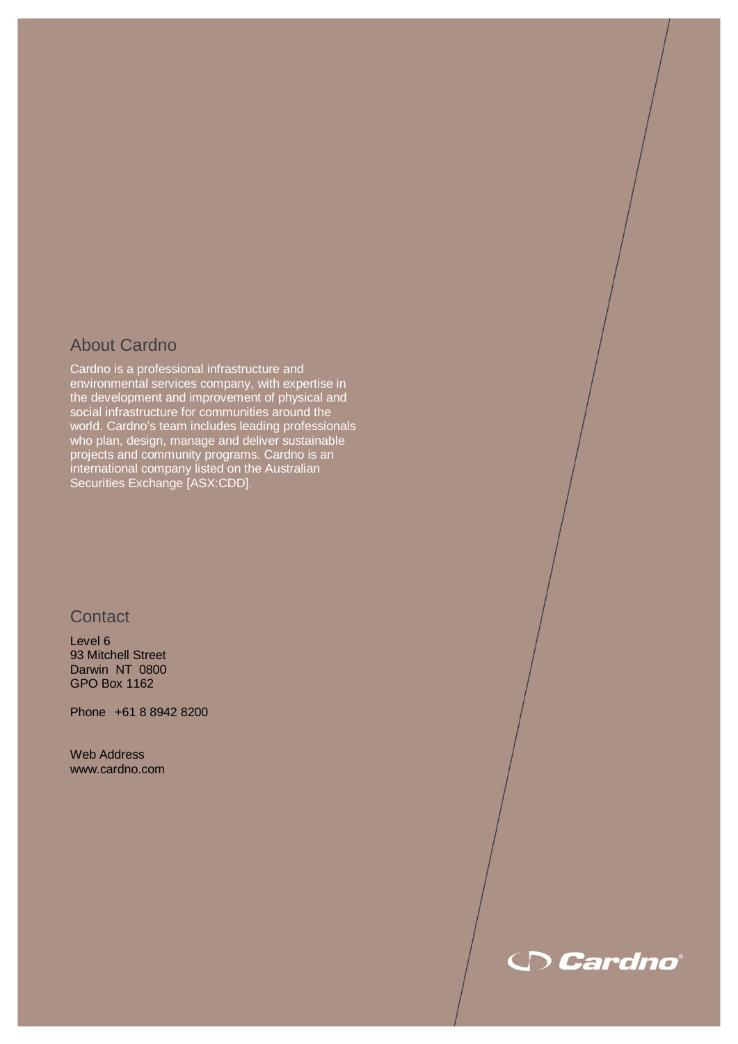## About Cardno

Cardno is a professional infrastructure and environmental services company, with expertise in the development and improvement of physical and social infrastructure for communities around the world. Cardno's team includes leading professionals who plan, design, manage and deliver sustainable projects and community programs. Cardno is an international company listed on the Australian Securities Exchange [ASX:CDD].

## Contact

Level 6
93 Mitchell Street
Darwin NT 0800
GPO Box 1162

Phone +61 8 8942 8200

Web Address
www.cardno.com

Cardno®